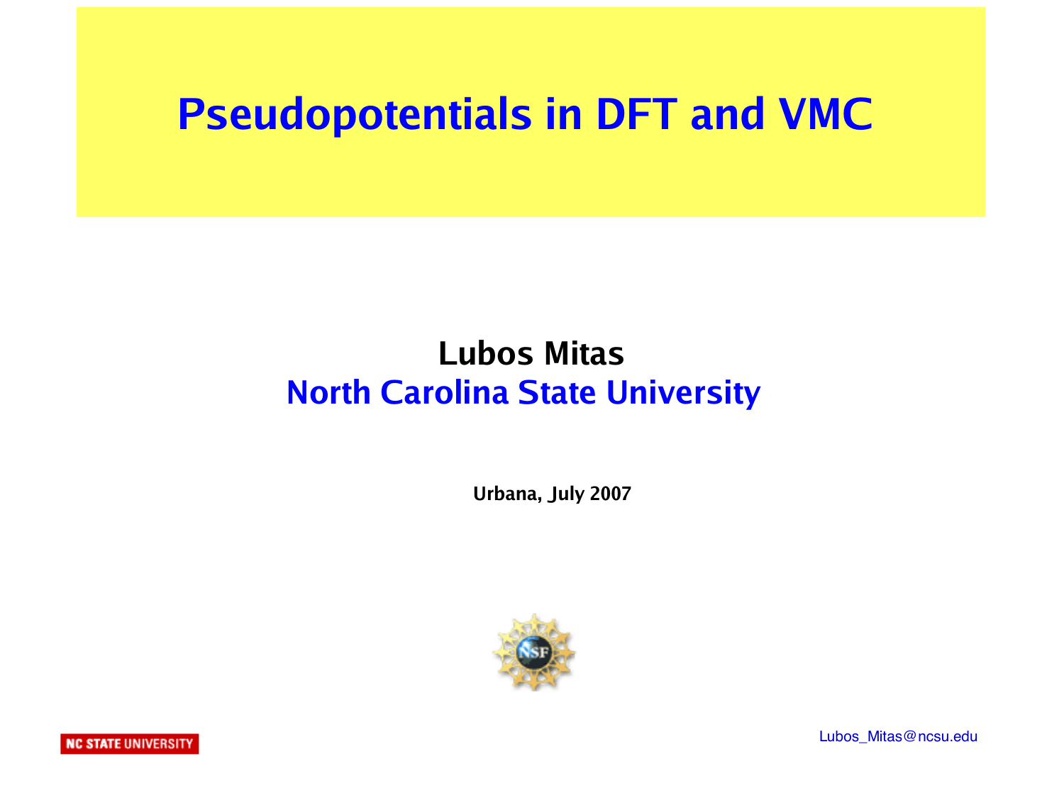# Pseudopotentials in DFT and VMC

**Lubos Mitas**

**North Carolina State University**

**Urbana, July 2007**

NC STATE UNIVERSITY

Lubos_Mitas@ncsu.edu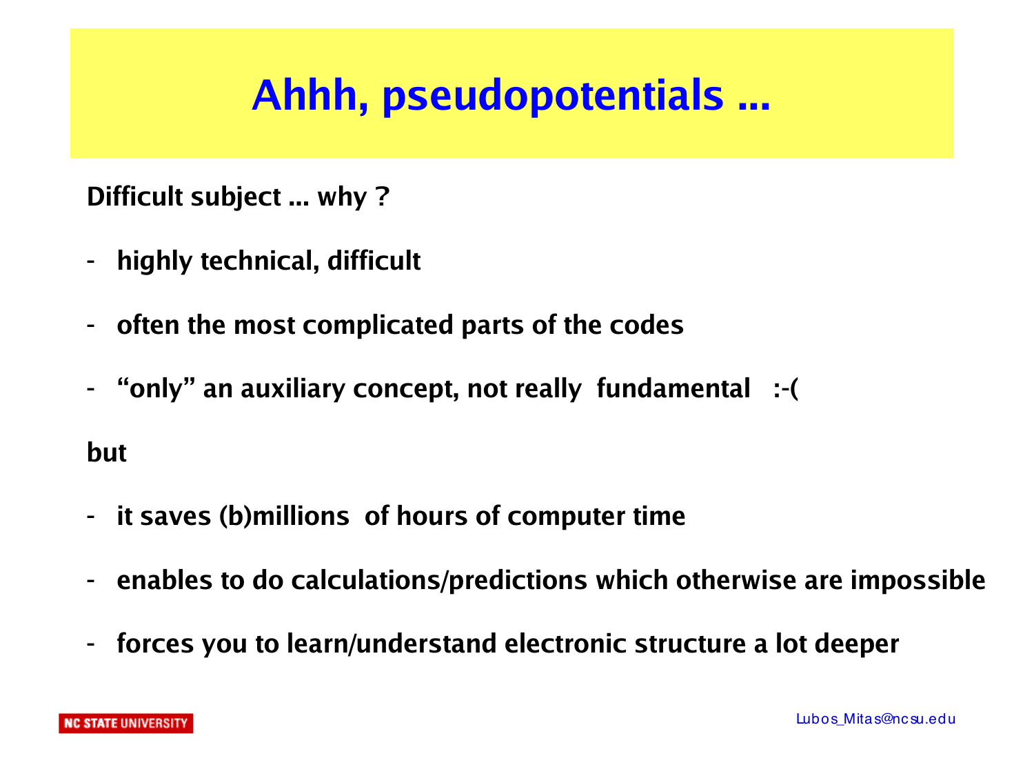# Ahhh, pseudopotentials ...

**Difficult subject ... why ?**

- **highly technical, difficult**
- **often the most complicated parts of the codes**
- **"only" an auxiliary concept, not really fundamental :-(**

**but**

- **it saves (b)millions of hours of computer time**
- **enables to do calculations/predictions which otherwise are impossible**
- **forces you to learn/understand electronic structure a lot deeper**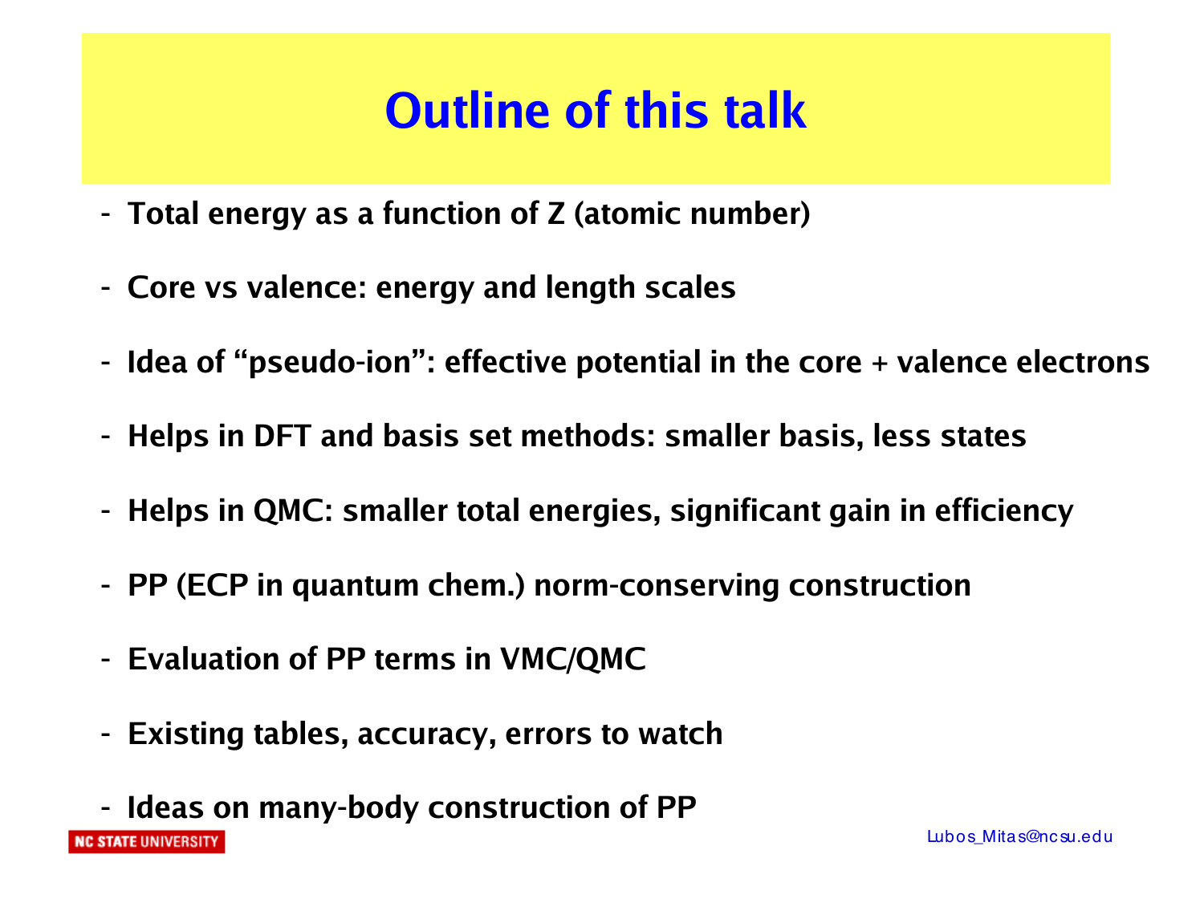# Outline of this talk

- **Total energy as a function of Z (atomic number)**
- **Core vs valence: energy and length scales**
- **Idea of "pseudo-ion": effective potential in the core + valence electrons**
- **Helps in DFT and basis set methods: smaller basis, less states**
- **Helps in QMC: smaller total energies, significant gain in efficiency**
- **PP (ECP in quantum chem.) norm-conserving construction**
- **Evaluation of PP terms in VMC/QMC**
- **Existing tables, accuracy, errors to watch**
- **Ideas on many-body construction of PP**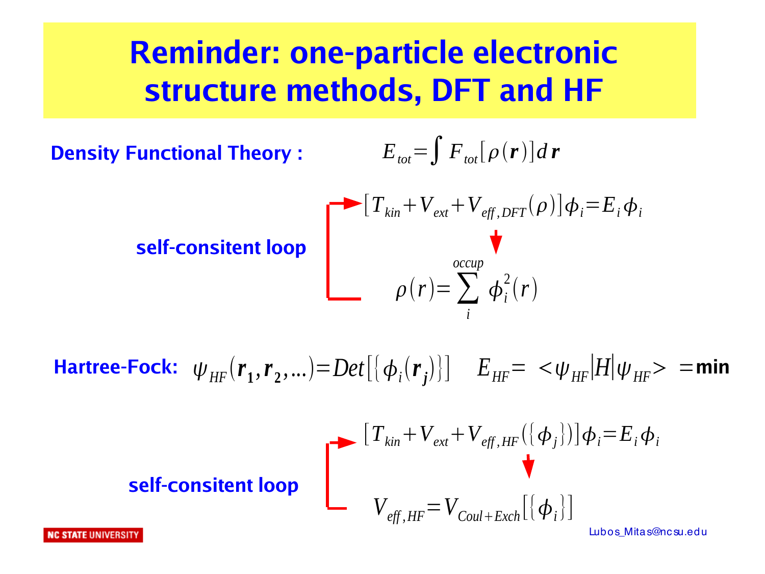# Reminder: one-particle electronic structure methods, DFT and HF

**Density Functional Theory :**

$$E_{tot} = \int F_{tot}[\rho(\boldsymbol{r})] d\boldsymbol{r}$$

**self-consitent loop**

$$[T_{kin} + V_{ext} + V_{eff,DFT}(\rho)]\phi_i = E_i \phi_i$$

$$\rho(r) = \sum_i^{occup} \phi_i^2(r)$$

**Hartree-Fock:** $\psi_{HF}(\boldsymbol{r}_1, \boldsymbol{r}_2, \ldots) = Det[\{\phi_i(\boldsymbol{r}_j)\}]$ $\quad E_{HF} = <\psi_{HF}|H|\psi_{HF}> =$ **min**

**self-consitent loop**

$$[T_{kin} + V_{ext} + V_{eff,HF}(\{\phi_j\})]\phi_i = E_i \phi_i$$

$$V_{eff,HF} = V_{Coul+Exch}[\{\phi_i\}]$$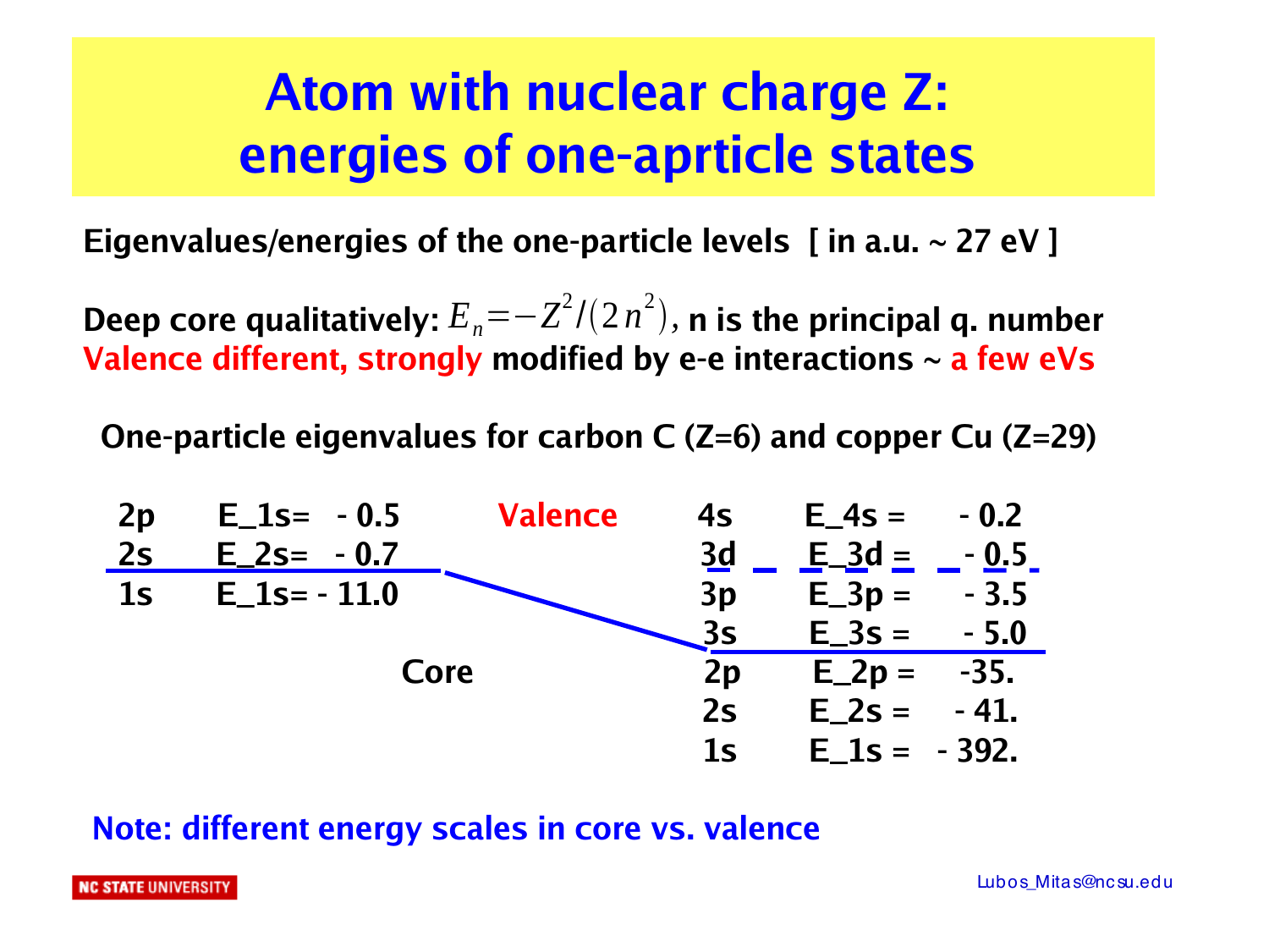# Atom with nuclear charge Z: energies of one-aprticle states

**Eigenvalues/energies of the one-particle levels [ in a.u. ~ 27 eV ]**

**Deep core qualitatively:** $E_n = -Z^2/(2n^2)$, **n is the principal q. number**
**Valence different, strongly modified by e-e interactions ~ a few eVs**

**One-particle eigenvalues for carbon C (Z=6) and copper Cu (Z=29)**

**Carbon C (Z=6)**

| Level | Energy | Region |
|---|---|---|
| 2p | E_1s= - 0.5 | Valence |
| 2s | E_2s= - 0.7 | Valence |
| 1s | E_1s= - 11.0 | Core |

**Copper Cu (Z=29)**

| Level | Energy | Region |
|---|---|---|
| 4s | E_4s = - 0.2 | Valence |
| 3d | E_3d = - 0.5 | Valence |
| 3p | E_3p = - 3.5 | Valence |
| 3s | E_3s = - 5.0 | Valence |
| 2p | E_2p = -35. | Core |
| 2s | E_2s = - 41. | Core |
| 1s | E_1s = - 392. | Core |

**Note: different energy scales in core vs. valence**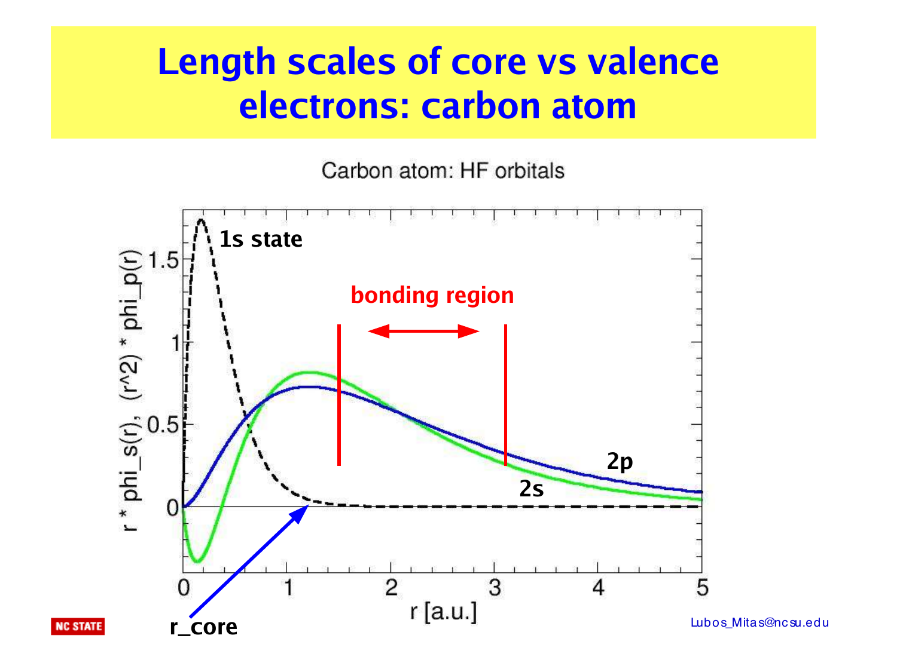# Length scales of core vs valence electrons: carbon atom

Carbon atom: HF orbitals

1s state

bonding region

2p

2s

r * phi_s(r), (r^2) * phi_p(r)

r [a.u.]

r_core

Lubos_Mitas@ncsu.edu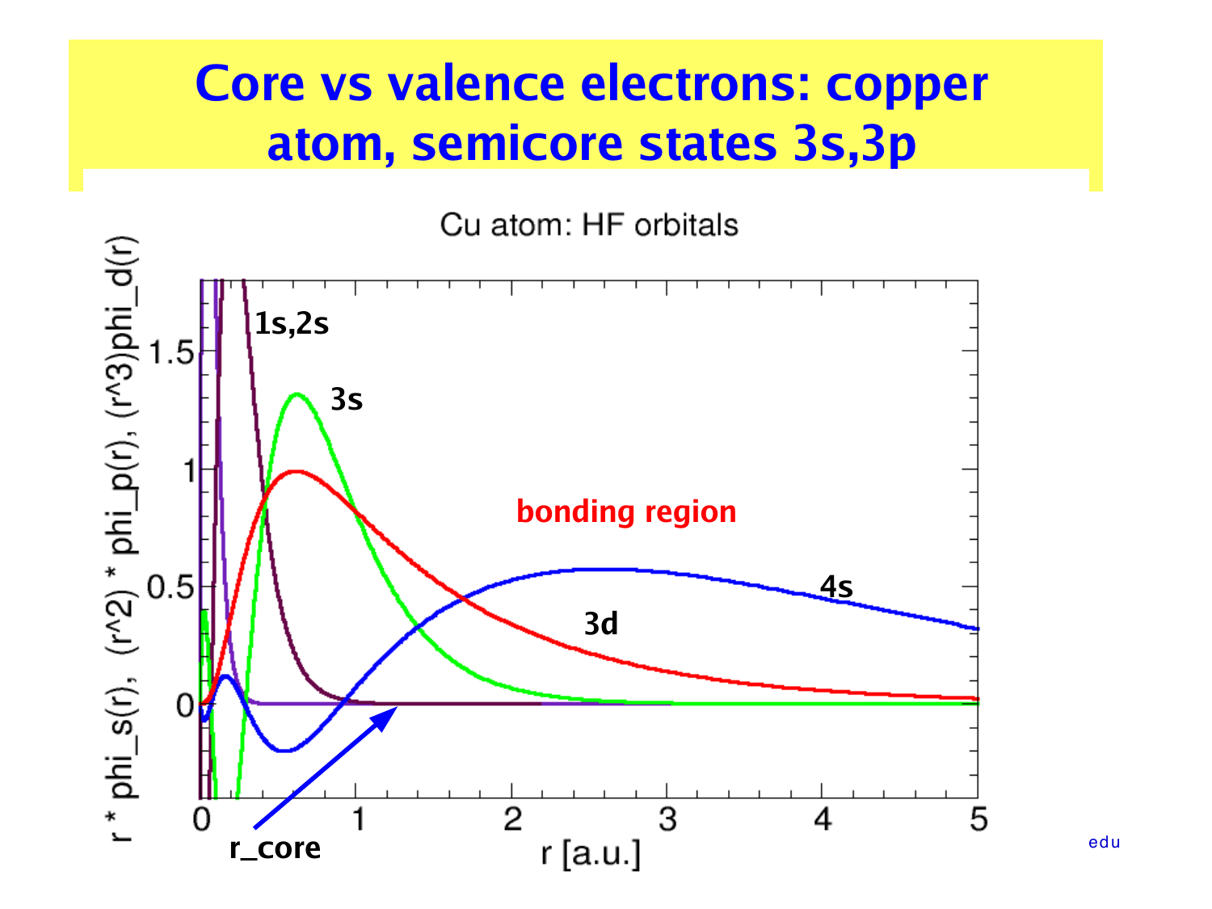# Core vs valence electrons: copper atom, semicore states 3s,3p

Cu atom: HF orbitals

r * phi_s(r), (r^2) * phi_p(r), (r^3)phi_d(r)

1s,2s

3s

bonding region

4s

3d

r_core

r [a.u.]

edu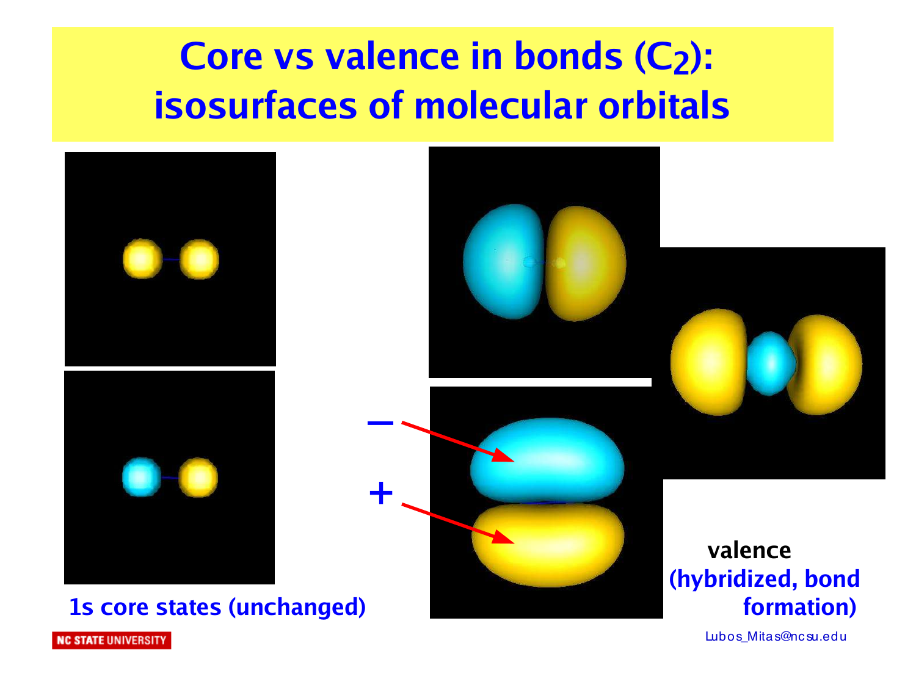# Core vs valence in bonds ($C_2$): isosurfaces of molecular orbitals

−

\+

1s core states (unchanged)

valence (hybridized, bond formation)

Lubos_Mitas@ncsu.edu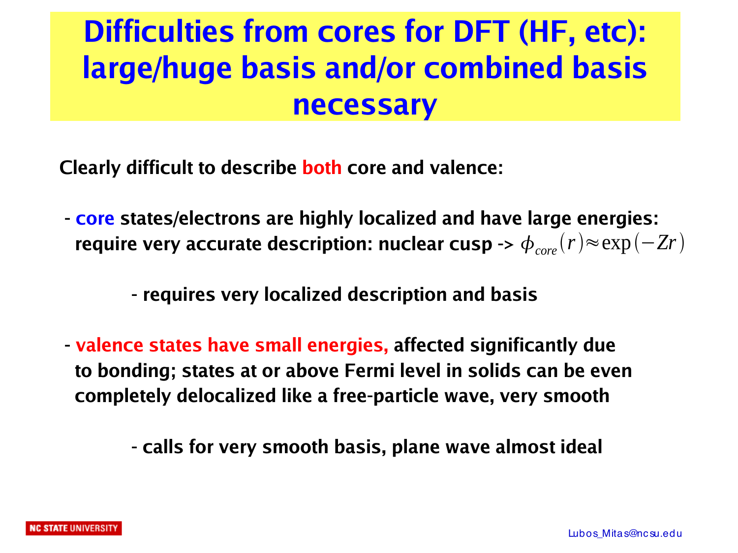# Difficulties from cores for DFT (HF, etc): large/huge basis and/or combined basis necessary

**Clearly difficult to describe both core and valence:**

- **core states/electrons are highly localized and have large energies: require very accurate description: nuclear cusp ->** $\phi_{core}(r) \approx \exp(-Zr)$

  - **requires very localized description and basis**

- **valence states have small energies, affected significantly due to bonding; states at or above Fermi level in solids can be even completely delocalized like a free-particle wave, very smooth**

  - **calls for very smooth basis, plane wave almost ideal**

Lubos_Mitas@ncsu.edu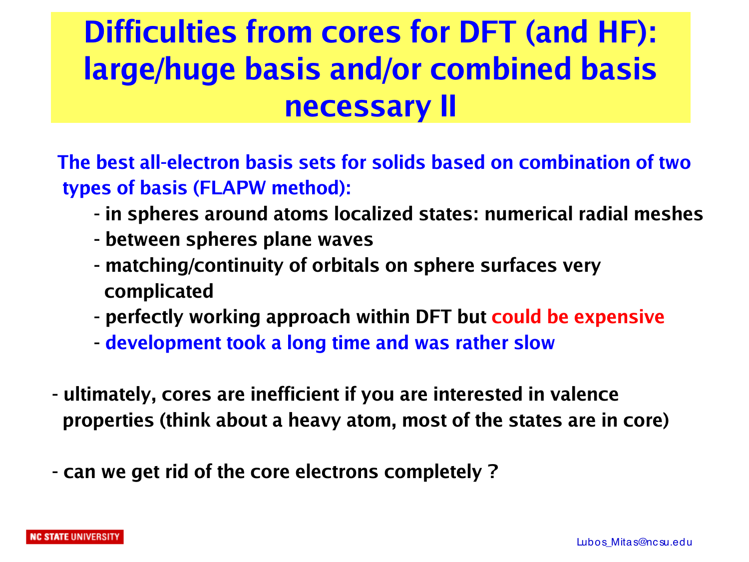# Difficulties from cores for DFT (and HF): large/huge basis and/or combined basis necessary II

**The best all-electron basis sets for solids based on combination of two types of basis (FLAPW method):**

- **in spheres around atoms localized states: numerical radial meshes**
- **between spheres plane waves**
- **matching/continuity of orbitals on sphere surfaces very complicated**
- **perfectly working approach within DFT but could be expensive**
- **development took a long time and was rather slow**

- **ultimately, cores are inefficient if you are interested in valence properties (think about a heavy atom, most of the states are in core)**

- **can we get rid of the core electrons completely ?**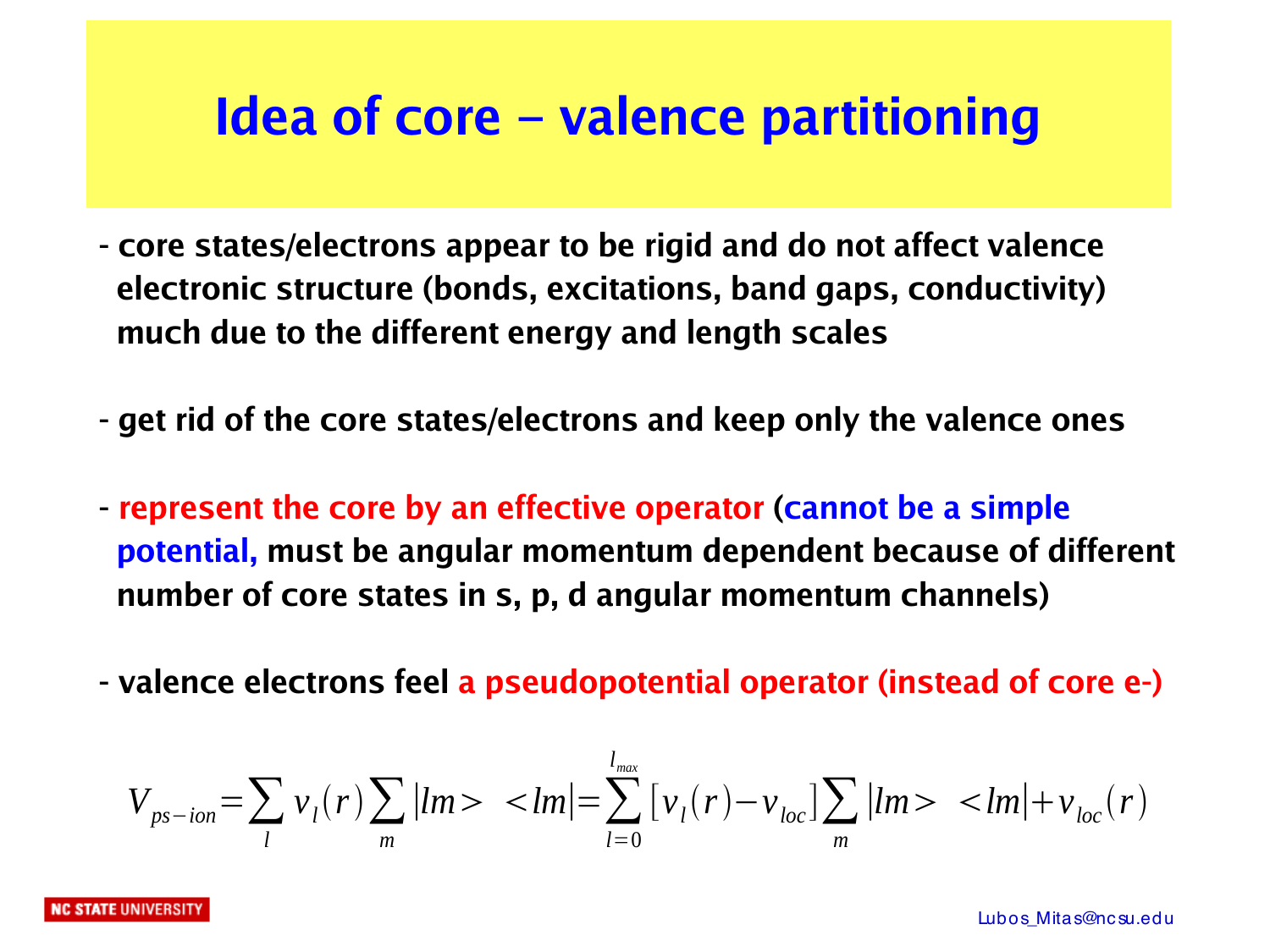# Idea of core – valence partitioning

- **core states/electrons appear to be rigid and do not affect valence electronic structure (bonds, excitations, band gaps, conductivity) much due to the different energy and length scales**

- **get rid of the core states/electrons and keep only the valence ones**

- **represent the core by an effective operator (cannot be a simple potential, must be angular momentum dependent because of different number of core states in s, p, d angular momentum channels)**

- **valence electrons feel a pseudopotential operator (instead of core e-)**

$$V_{ps-ion} = \sum_l v_l(r) \sum_m |lm\rangle \langle lm| = \sum_{l=0}^{l_{max}} [v_l(r) - v_{loc}] \sum_m |lm\rangle \langle lm| + v_{loc}(r)$$

Lubos_Mitas@ncsu.edu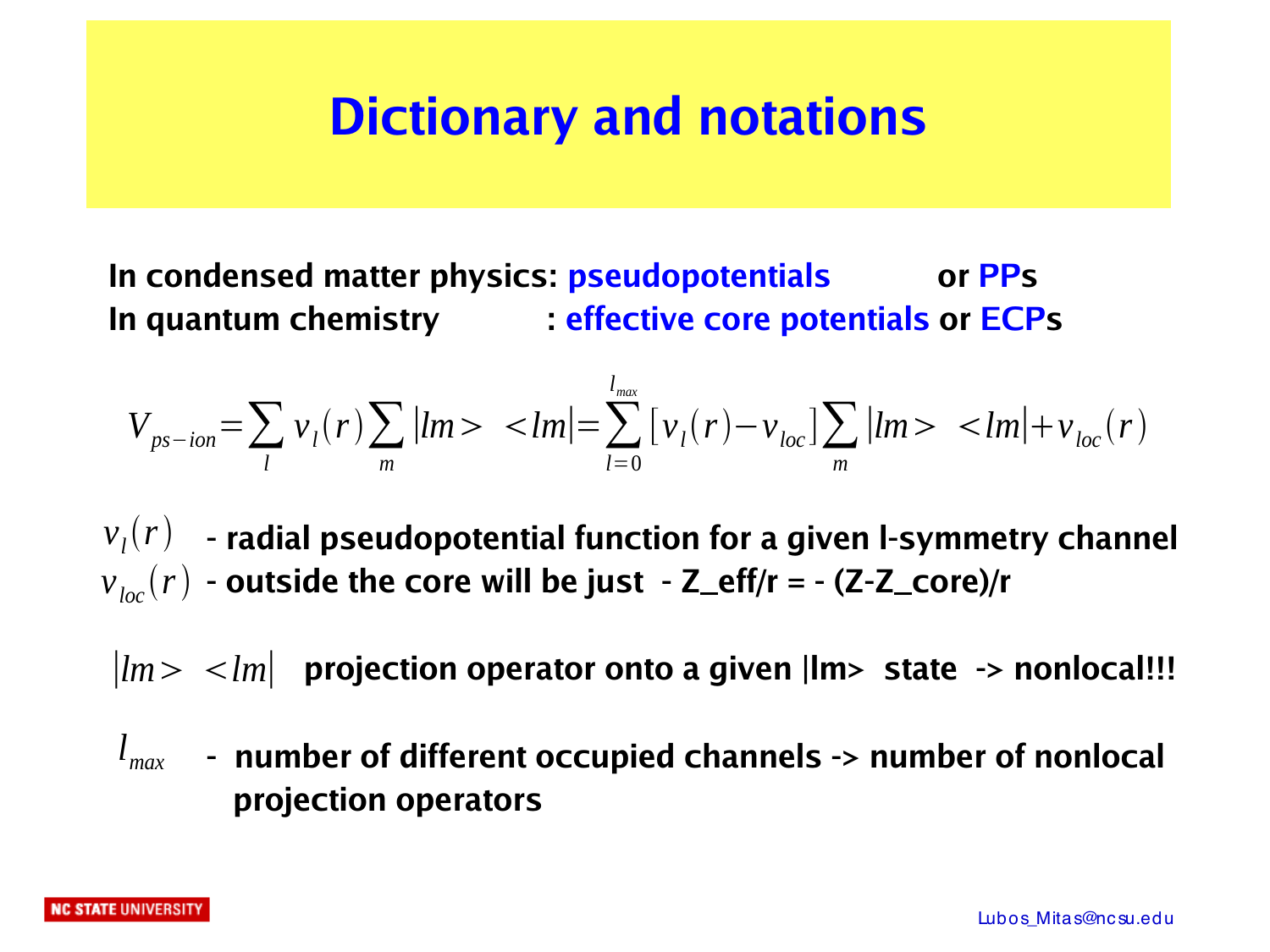# Dictionary and notations

**In condensed matter physics: pseudopotentials or PPs**
**In quantum chemistry : effective core potentials or ECPs**

$$V_{ps-ion} = \sum_l v_l(r) \sum_m |lm> \ <lm| = \sum_{l=0}^{l_{max}} [v_l(r) - v_{loc}] \sum_m |lm> \ <lm| + v_{loc}(r)$$

$v_l(r)$ - **radial pseudopotential function for a given l-symmetry channel**

$v_{loc}(r)$ - **outside the core will be just - Z_eff/r = - (Z-Z_core)/r**

$|lm> \ <lm|$ **projection operator onto a given |lm> state -> nonlocal!!!**

$l_{max}$ - **number of different occupied channels -> number of nonlocal projection operators**

Lubos_Mitas@ncsu.edu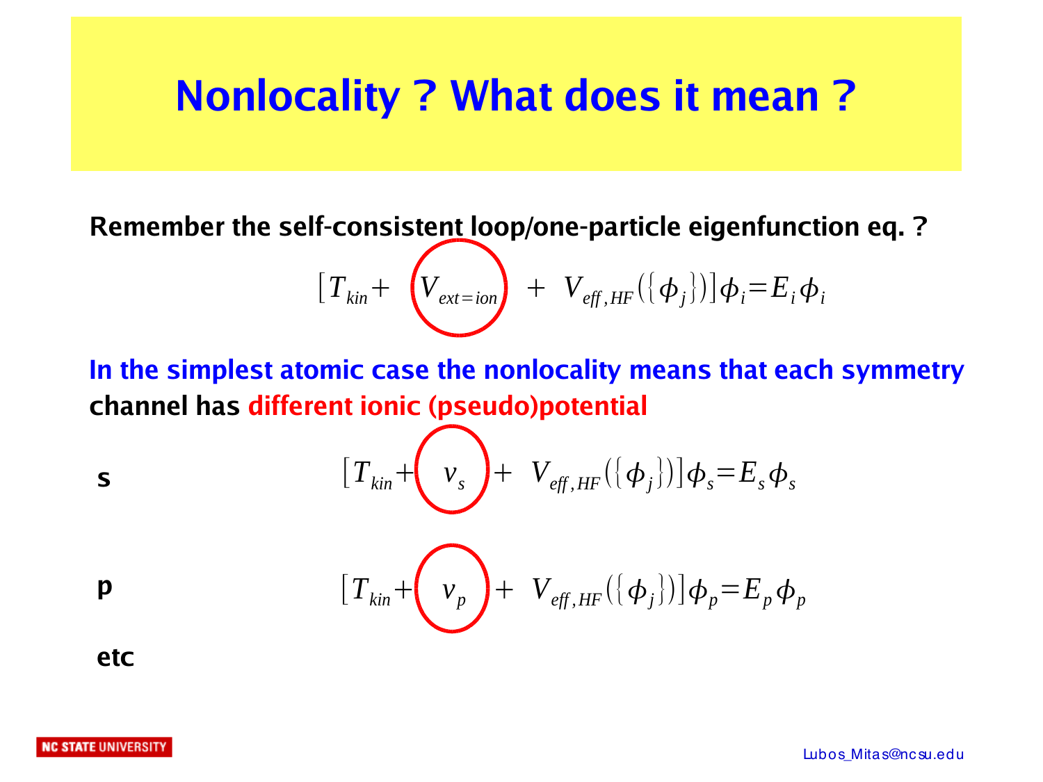# Nonlocality ? What does it mean ?

**Remember the self-consistent loop/one-particle eigenfunction eq. ?**

$$[T_{kin} + V_{ext=ion} + V_{eff,HF}(\{\phi_j\})]\phi_i = E_i \phi_i$$

**In the simplest atomic case the nonlocality means that each symmetry channel has different ionic (pseudo)potential**

**s**

$$[T_{kin} + v_s + V_{eff,HF}(\{\phi_j\})]\phi_s = E_s \phi_s$$

**p**

$$[T_{kin} + v_p + V_{eff,HF}(\{\phi_j\})]\phi_p = E_p \phi_p$$

**etc**

Lubos_Mitas@ncsu.edu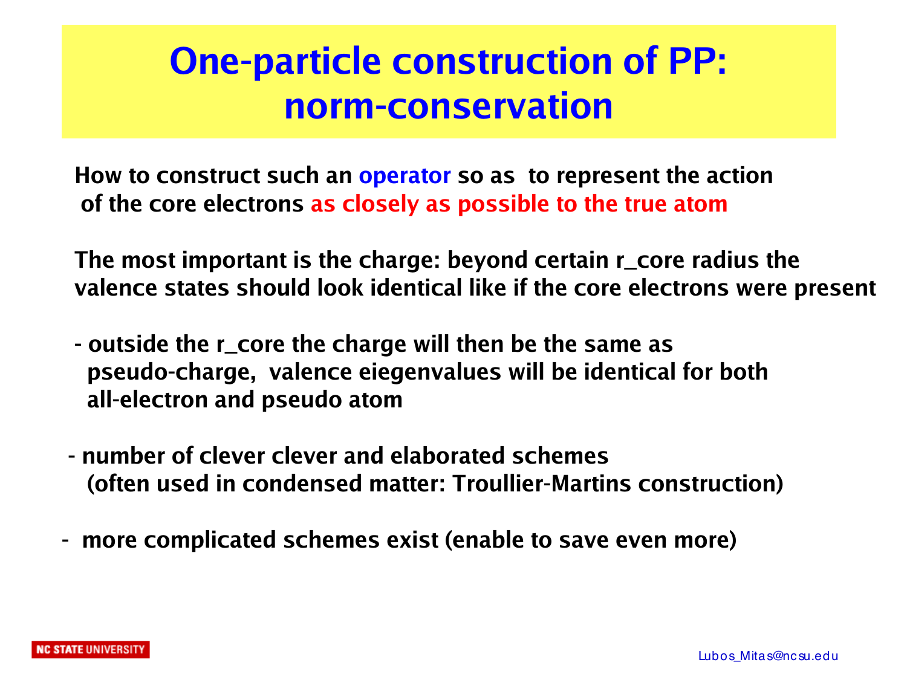# One-particle construction of PP: norm-conservation

**How to construct such an operator so as to represent the action of the core electrons as closely as possible to the true atom**

**The most important is the charge: beyond certain r_core radius the valence states should look identical like if the core electrons were present**

**- outside the r_core the charge will then be the same as pseudo-charge, valence eiegenvalues will be identical for both all-electron and pseudo atom**

**- number of clever clever and elaborated schemes (often used in condensed matter: Troullier-Martins construction)**

**- more complicated schemes exist (enable to save even more)**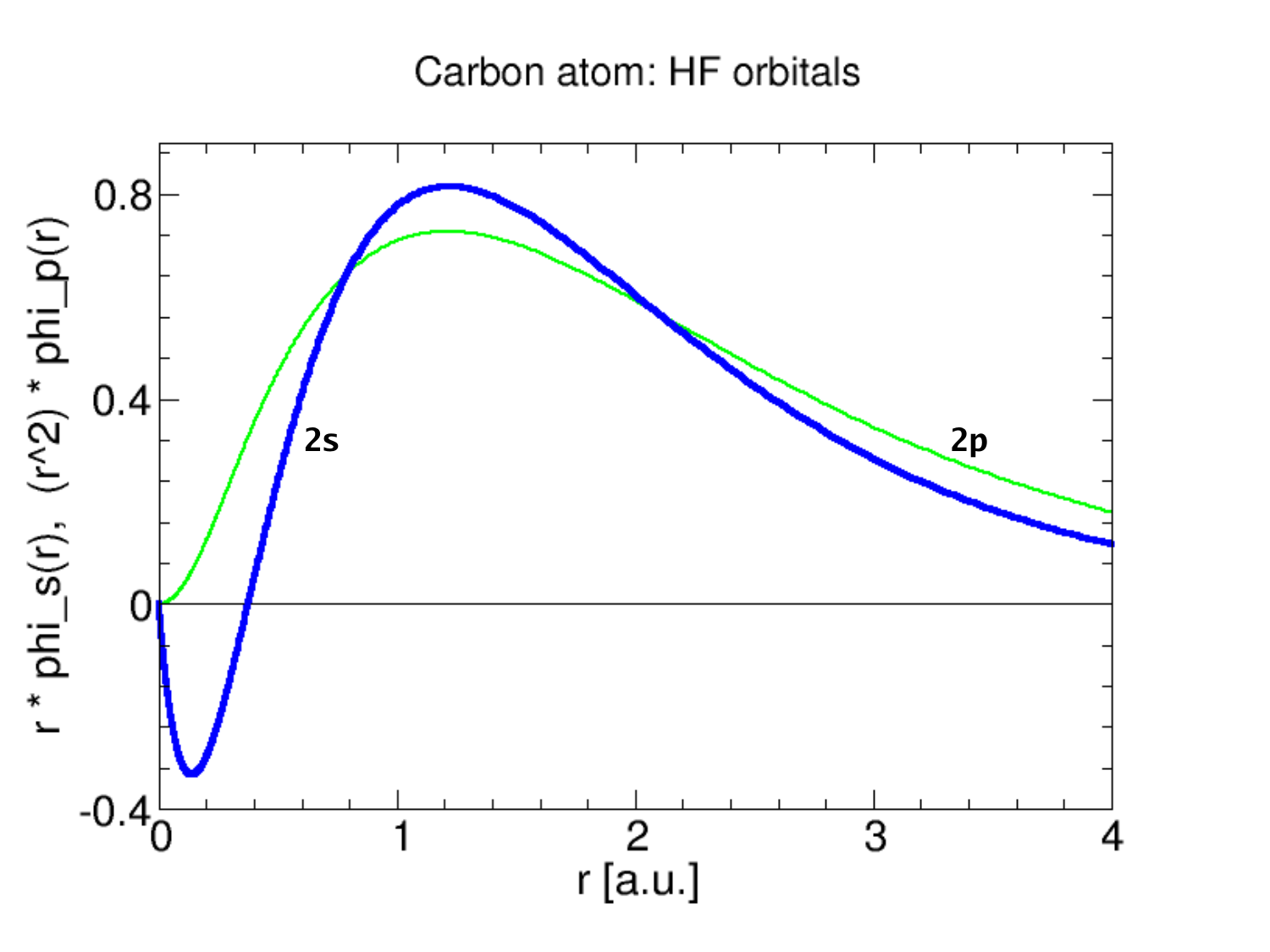# Carbon atom: HF orbitals

r * phi_s(r), (r^2) * phi_p(r)

0.8

0.4

0

-0.4

2s

2p

0 1 2 3 4

r [a.u.]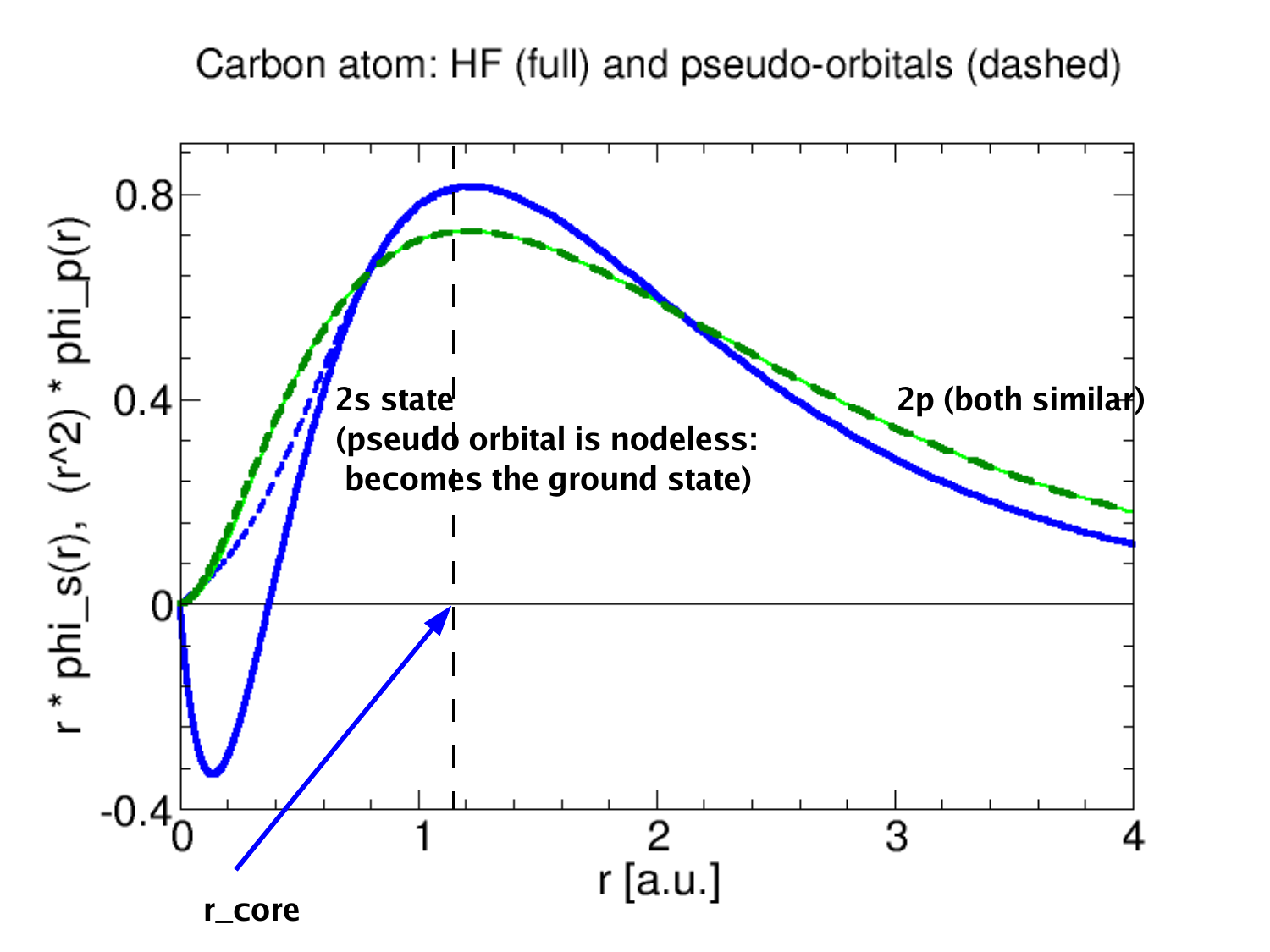# Carbon atom: HF (full) and pseudo-orbitals (dashed)

2s state (pseudo orbital is nodeless: becomes the ground state)

2p (both similar)

r_core

r [a.u.]

r * phi_s(r), (r^2) * phi_p(r)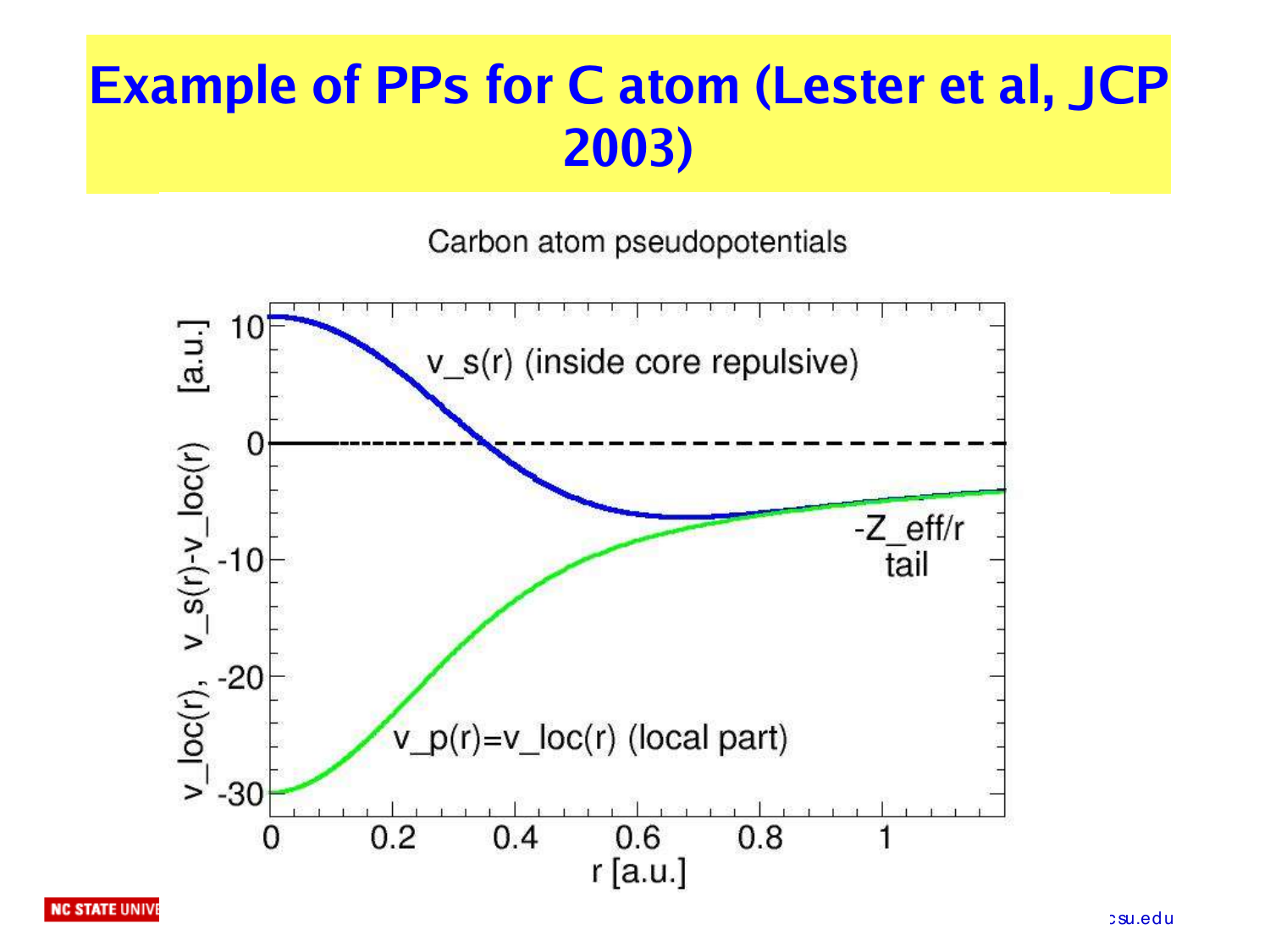# Example of PPs for C atom (Lester et al, JCP 2003)

Carbon atom pseudopotentials

$v_s(r)$ (inside core repulsive)

$-Z_{eff}/r$ tail

$v_p(r)=v_{loc}(r)$ (local part)

$v_{loc}(r)$, $v_s(r)-v_{loc}(r)$ [a.u.]

r [a.u.]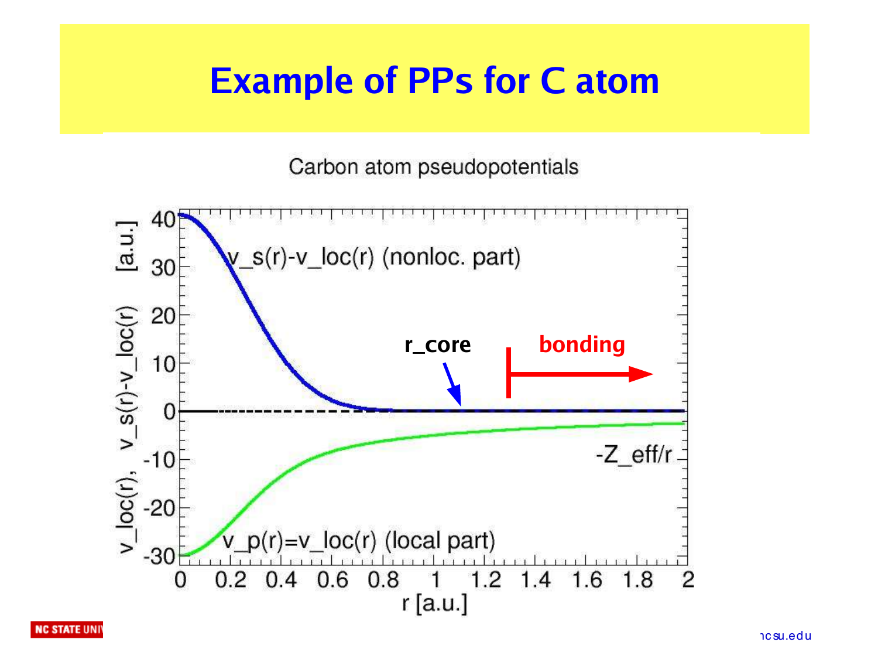# Example of PPs for C atom

Carbon atom pseudopotentials

v_s(r)-v_loc(r) (nonloc. part)

r_core

bonding

-Z_eff/r

v_p(r)=v_loc(r) (local part)

v_loc(r), v_s(r)-v_loc(r) [a.u.]

r [a.u.]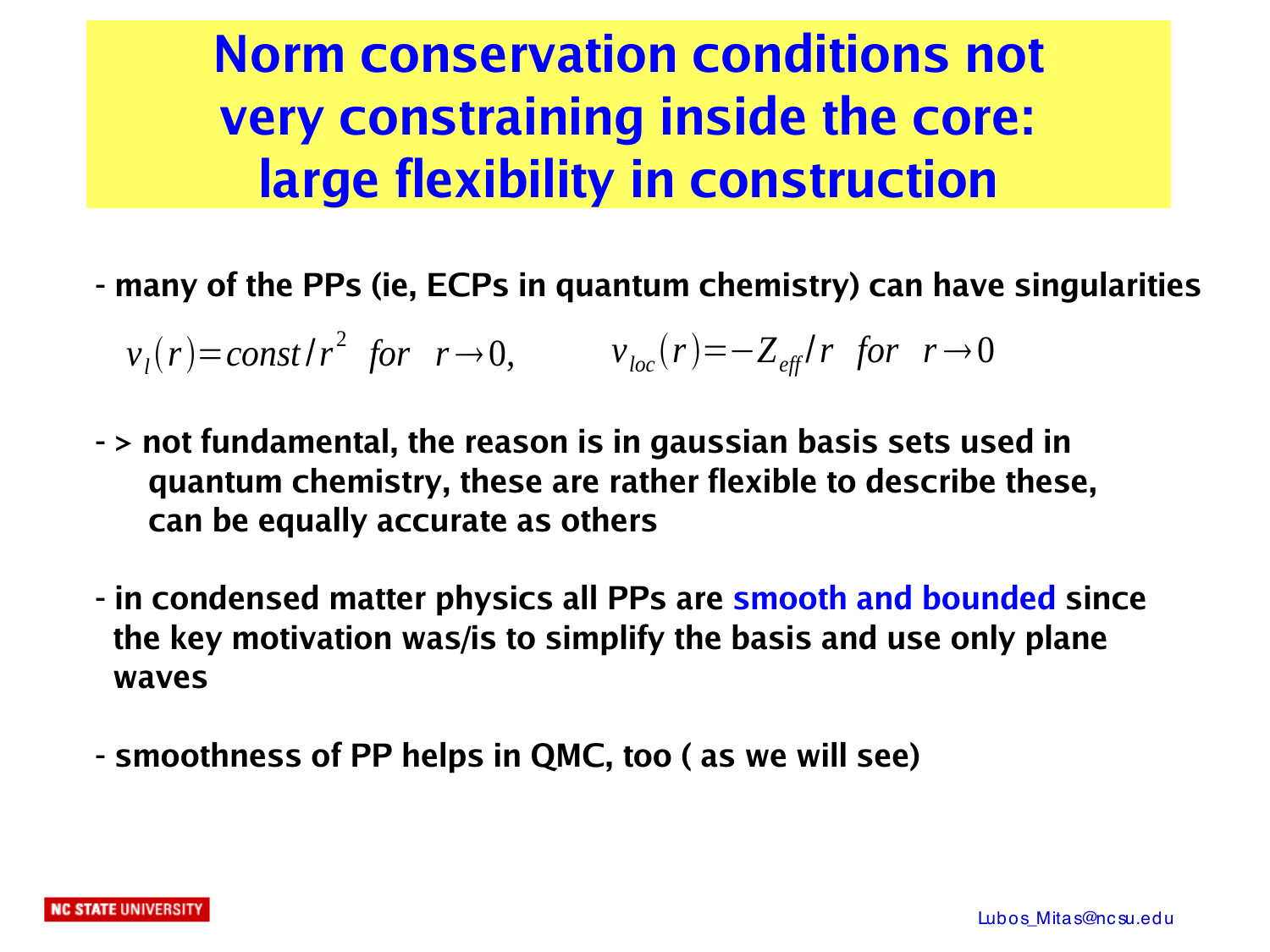# Norm conservation conditions not very constraining inside the core: large flexibility in construction

- many of the PPs (ie, ECPs in quantum chemistry) can have singularities

$$v_l(r) = const/r^2 \;\; for \;\; r \to 0, \qquad v_{loc}(r) = -Z_{eff}/r \;\; for \;\; r \to 0$$

- > not fundamental, the reason is in gaussian basis sets used in quantum chemistry, these are rather flexible to describe these, can be equally accurate as others

- in condensed matter physics all PPs are smooth and bounded since the key motivation was/is to simplify the basis and use only plane waves

- smoothness of PP helps in QMC, too ( as we will see)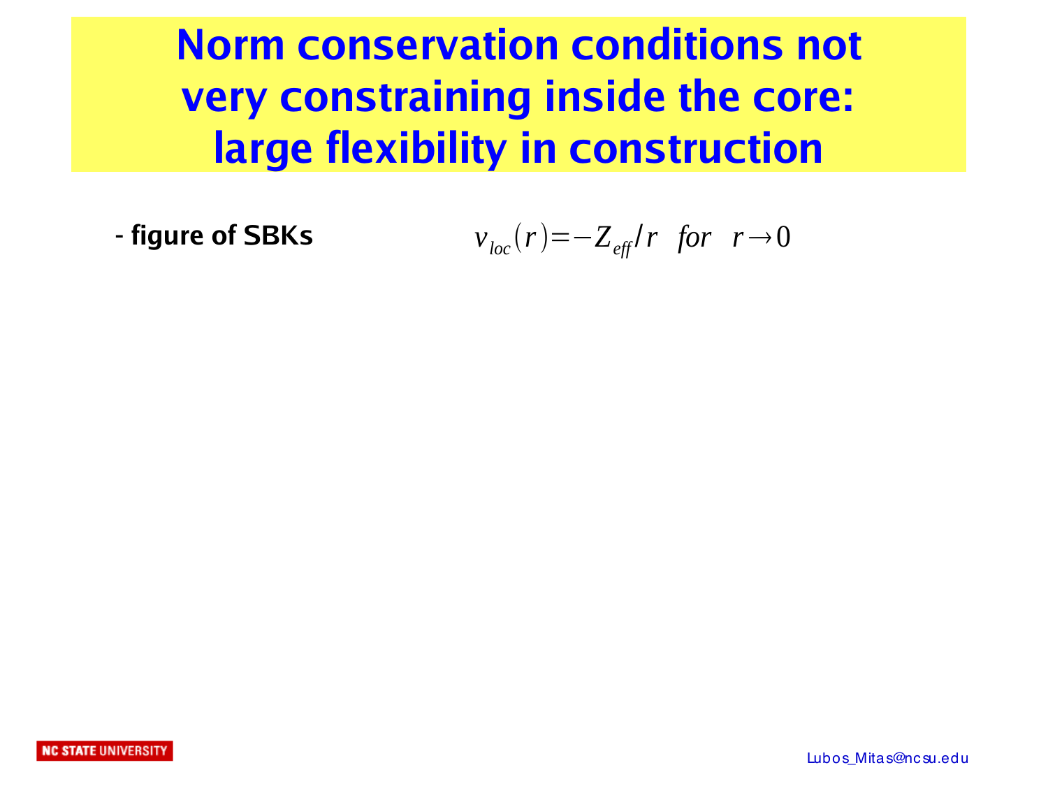# Norm conservation conditions not very constraining inside the core: large flexibility in construction

- **figure of SBKs** $v_{loc}(r) = -Z_{eff}/r \quad for \quad r \to 0$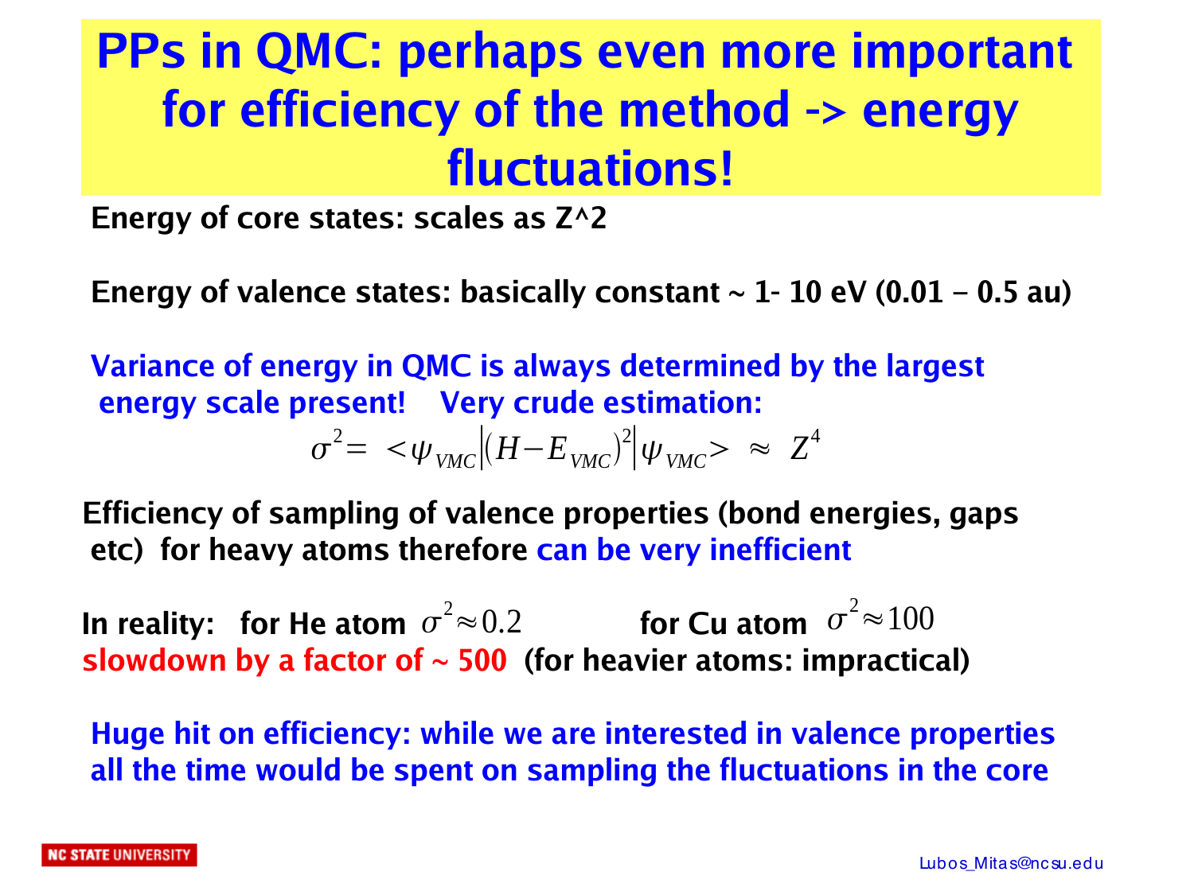# PPs in QMC: perhaps even more important for efficiency of the method -> energy fluctuations!

**Energy of core states: scales as Z^2**

**Energy of valence states: basically constant ~ 1- 10 eV (0.01 – 0.5 au)**

**Variance of energy in QMC is always determined by the largest energy scale present! Very crude estimation:**

$$\sigma^2 = <\psi_{VMC}|(H - E_{VMC})^2|\psi_{VMC}> \approx Z^4$$

**Efficiency of sampling of valence properties (bond energies, gaps etc) for heavy atoms therefore can be very inefficient**

**In reality: for He atom** $\sigma^2 \approx 0.2$ **for Cu atom** $\sigma^2 \approx 100$
**slowdown by a factor of ~ 500 (for heavier atoms: impractical)**

**Huge hit on efficiency: while we are interested in valence properties all the time would be spent on sampling the fluctuations in the core**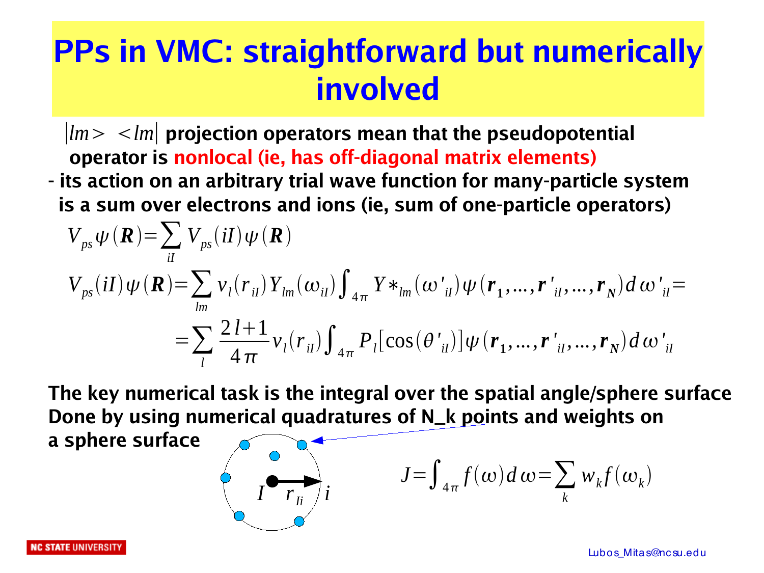# PPs in VMC: straightforward but numerically involved

$|lm\rangle\langle lm|$ **projection operators mean that the pseudopotential operator is nonlocal (ie, has off-diagonal matrix elements)**

**- its action on an arbitrary trial wave function for many-particle system is a sum over electrons and ions (ie, sum of one-particle operators)**

$$V_{ps}\psi(\boldsymbol{R})=\sum_{iI} V_{ps}(iI)\psi(\boldsymbol{R})$$

$$V_{ps}(iI)\psi(\boldsymbol{R})=\sum_{lm} v_l(r_{iI})Y_{lm}(\omega_{iI})\int_{4\pi} Y*_{lm}(\omega'_{iI})\psi(\boldsymbol{r_1},\ldots,\boldsymbol{r}'_{iI},\ldots,\boldsymbol{r_N})d\omega'_{iI}=$$

$$=\sum_{l}\frac{2l+1}{4\pi}v_l(r_{iI})\int_{4\pi} P_l[\cos(\theta'_{iI})]\psi(\boldsymbol{r_1},\ldots,\boldsymbol{r}'_{iI},\ldots,\boldsymbol{r_N})d\omega'_{iI}$$

**The key numerical task is the integral over the spatial angle/sphere surface Done by using numerical quadratures of N_k points and weights on a sphere surface**

$$J=\int_{4\pi} f(\omega)d\omega=\sum_k w_k f(\omega_k)$$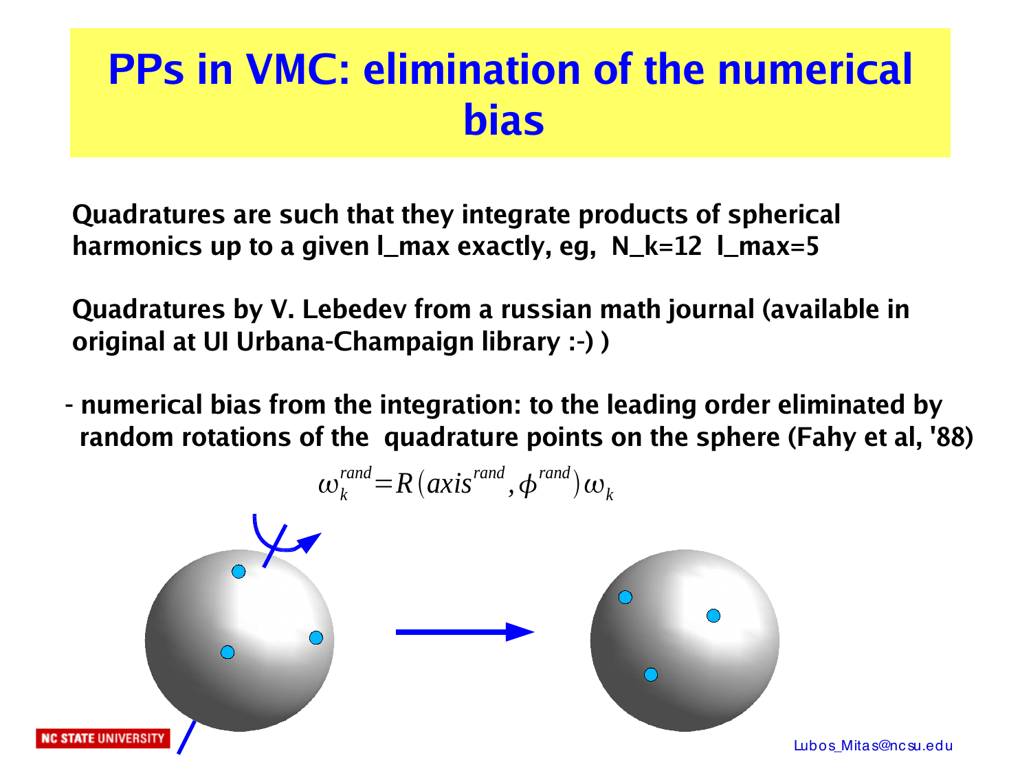# PPs in VMC: elimination of the numerical bias

**Quadratures are such that they integrate products of spherical harmonics up to a given l_max exactly, eg, N_k=12 l_max=5**

**Quadratures by V. Lebedev from a russian math journal (available in original at UI Urbana-Champaign library :-) )**

**- numerical bias from the integration: to the leading order eliminated by random rotations of the quadrature points on the sphere (Fahy et al, '88)**

$$\omega_k^{rand} = R(axis^{rand}, \phi^{rand})\,\omega_k$$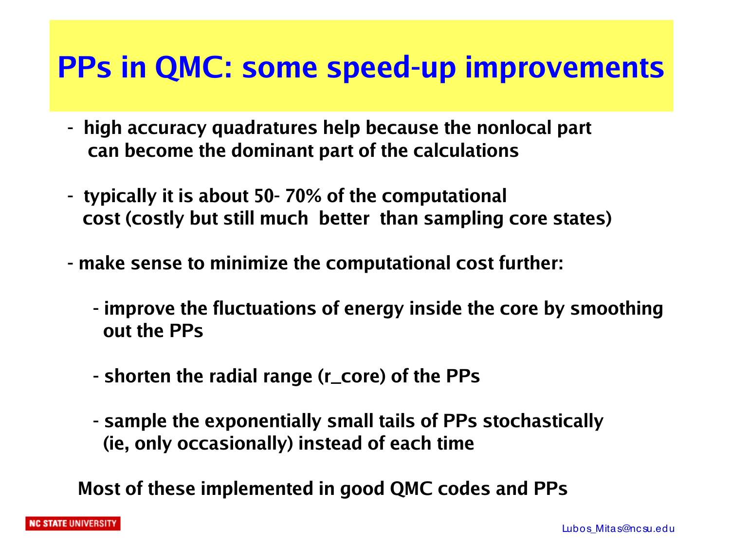# PPs in QMC: some speed-up improvements

- high accuracy quadratures help because the nonlocal part can become the dominant part of the calculations

- typically it is about 50- 70% of the computational cost (costly but still much better than sampling core states)

- make sense to minimize the computational cost further:

  - improve the fluctuations of energy inside the core by smoothing out the PPs

  - shorten the radial range (r_core) of the PPs

  - sample the exponentially small tails of PPs stochastically (ie, only occasionally) instead of each time

Most of these implemented in good QMC codes and PPs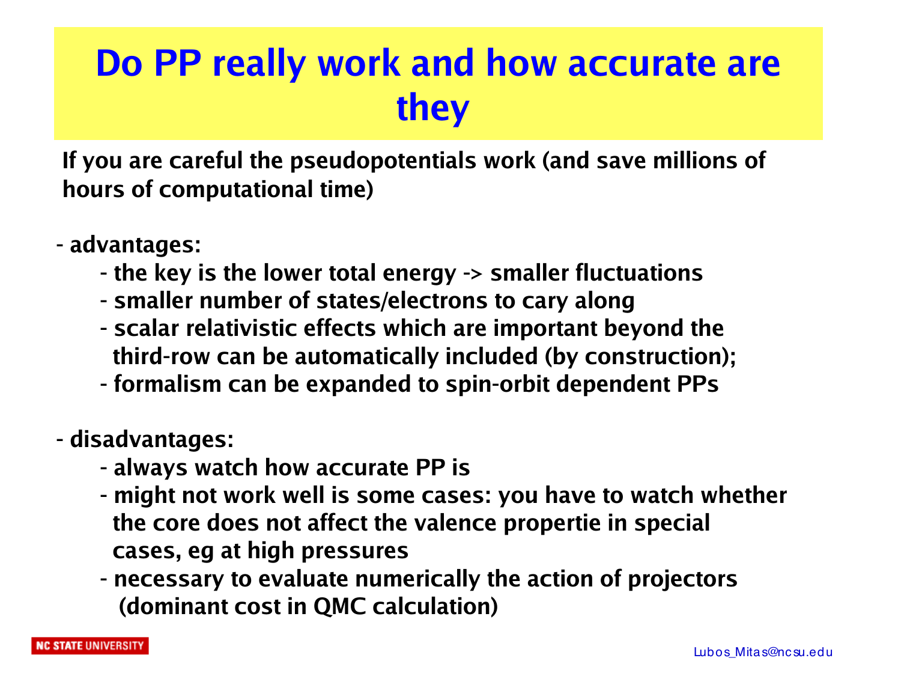# Do PP really work and how accurate are they

**If you are careful the pseudopotentials work (and save millions of hours of computational time)**

- **advantages:**
  - **the key is the lower total energy -> smaller fluctuations**
  - **smaller number of states/electrons to cary along**
  - **scalar relativistic effects which are important beyond the third-row can be automatically included (by construction);**
  - **formalism can be expanded to spin-orbit dependent PPs**

- **disadvantages:**
  - **always watch how accurate PP is**
  - **might not work well is some cases: you have to watch whether the core does not affect the valence propertie in special cases, eg at high pressures**
  - **necessary to evaluate numerically the action of projectors (dominant cost in QMC calculation)**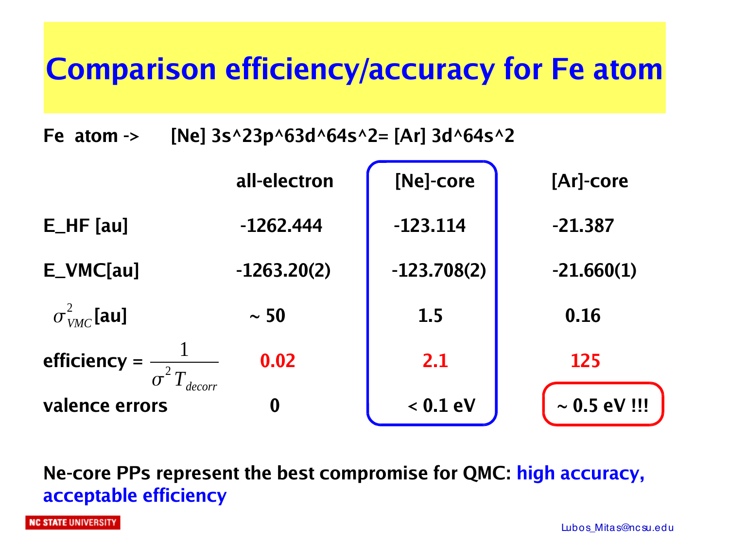# Comparison efficiency/accuracy for Fe atom

**Fe atom -> [Ne] 3s^23p^63d^64s^2= [Ar] 3d^64s^2**

| | all-electron | [Ne]-core | [Ar]-core |
|---|---|---|---|
| E_HF [au] | -1262.444 | -123.114 | -21.387 |
| E_VMC[au] | -1263.20(2) | -123.708(2) | -21.660(1) |
| $\sigma^2_{VMC}$ [au] | ~ 50 | 1.5 | 0.16 |
| efficiency = $\frac{1}{\sigma^2 T_{decorr}}$ | 0.02 | 2.1 | 125 |
| valence errors | 0 | < 0.1 eV | ~ 0.5 eV !!! |

**Ne-core PPs represent the best compromise for QMC: high accuracy, acceptable efficiency**

NC STATE UNIVERSITY

Lubos_Mitas@ncsu.edu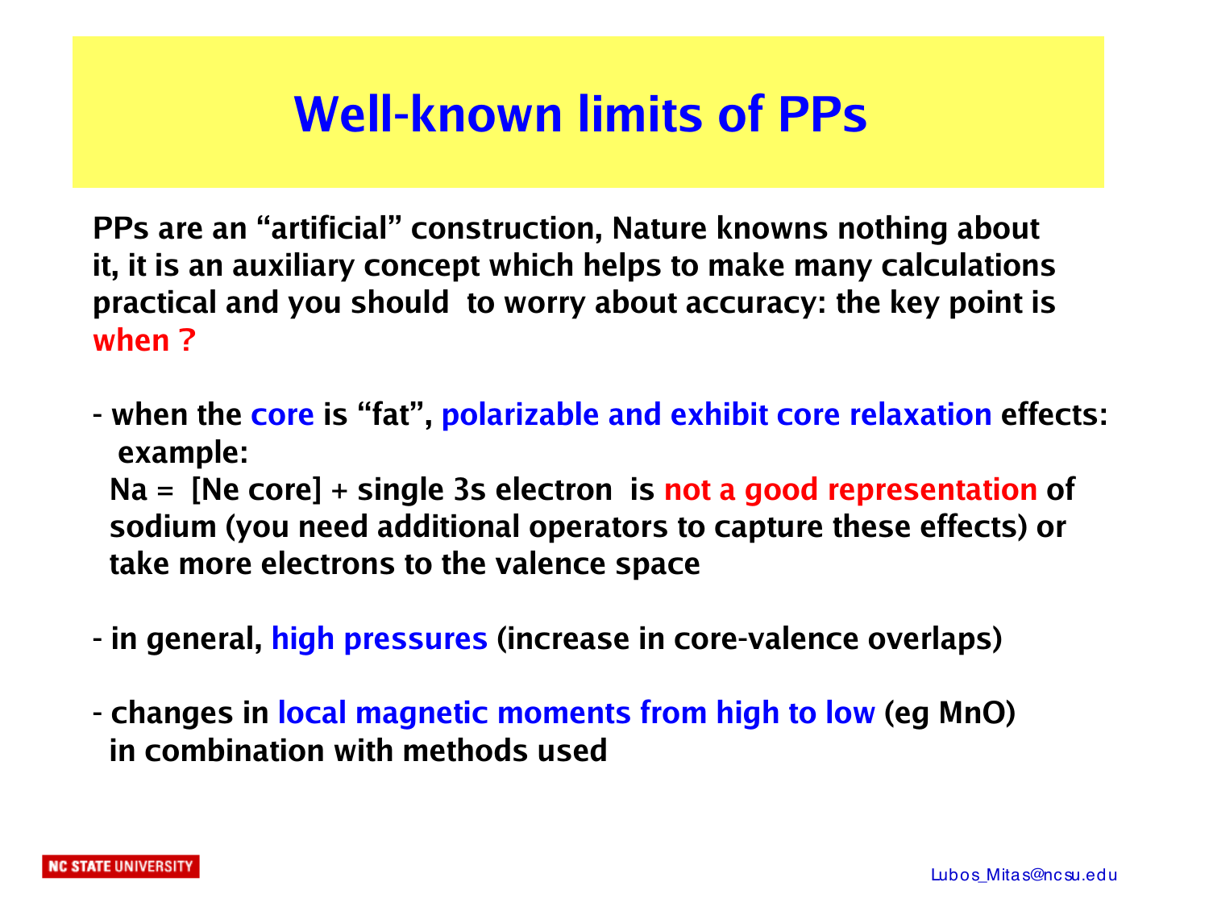# Well-known limits of PPs

**PPs are an "artificial" construction, Nature knowns nothing about it, it is an auxiliary concept which helps to make many calculations practical and you should to worry about accuracy: the key point is when ?**

- **when the core is "fat", polarizable and exhibit core relaxation effects: example:**

  **Na = [Ne core] + single 3s electron is not a good representation of sodium (you need additional operators to capture these effects) or take more electrons to the valence space**

- **in general, high pressures (increase in core-valence overlaps)**

- **changes in local magnetic moments from high to low (eg MnO) in combination with methods used**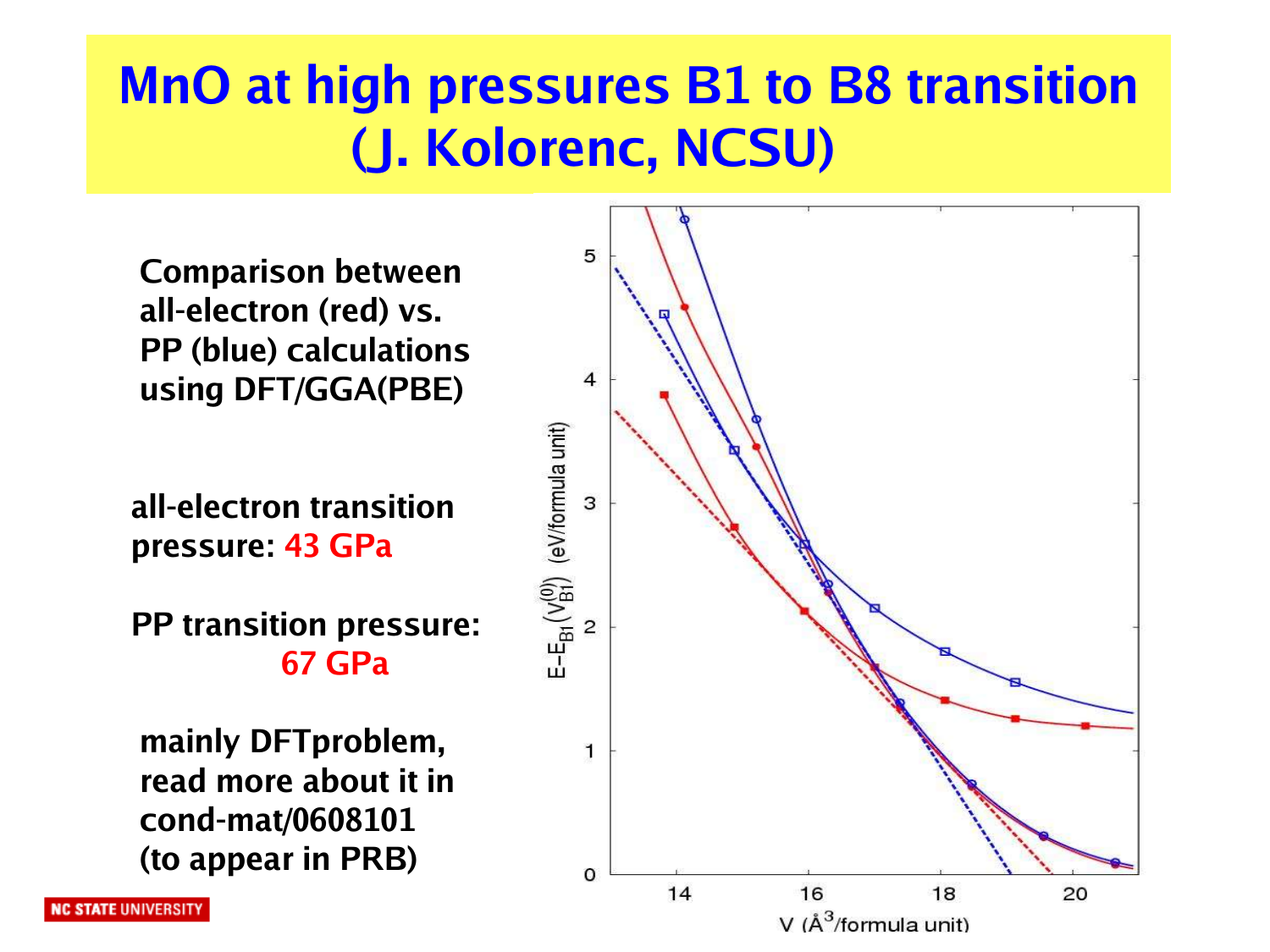# MnO at high pressures B1 to B8 transition (J. Kolorenc, NCSU)

**Comparison between all-electron (red) vs. PP (blue) calculations using DFT/GGA(PBE)**

**all-electron transition pressure: 43 GPa**

**PP transition pressure: 67 GPa**

**mainly DFTproblem, read more about it in cond-mat/0608101 (to appear in PRB)**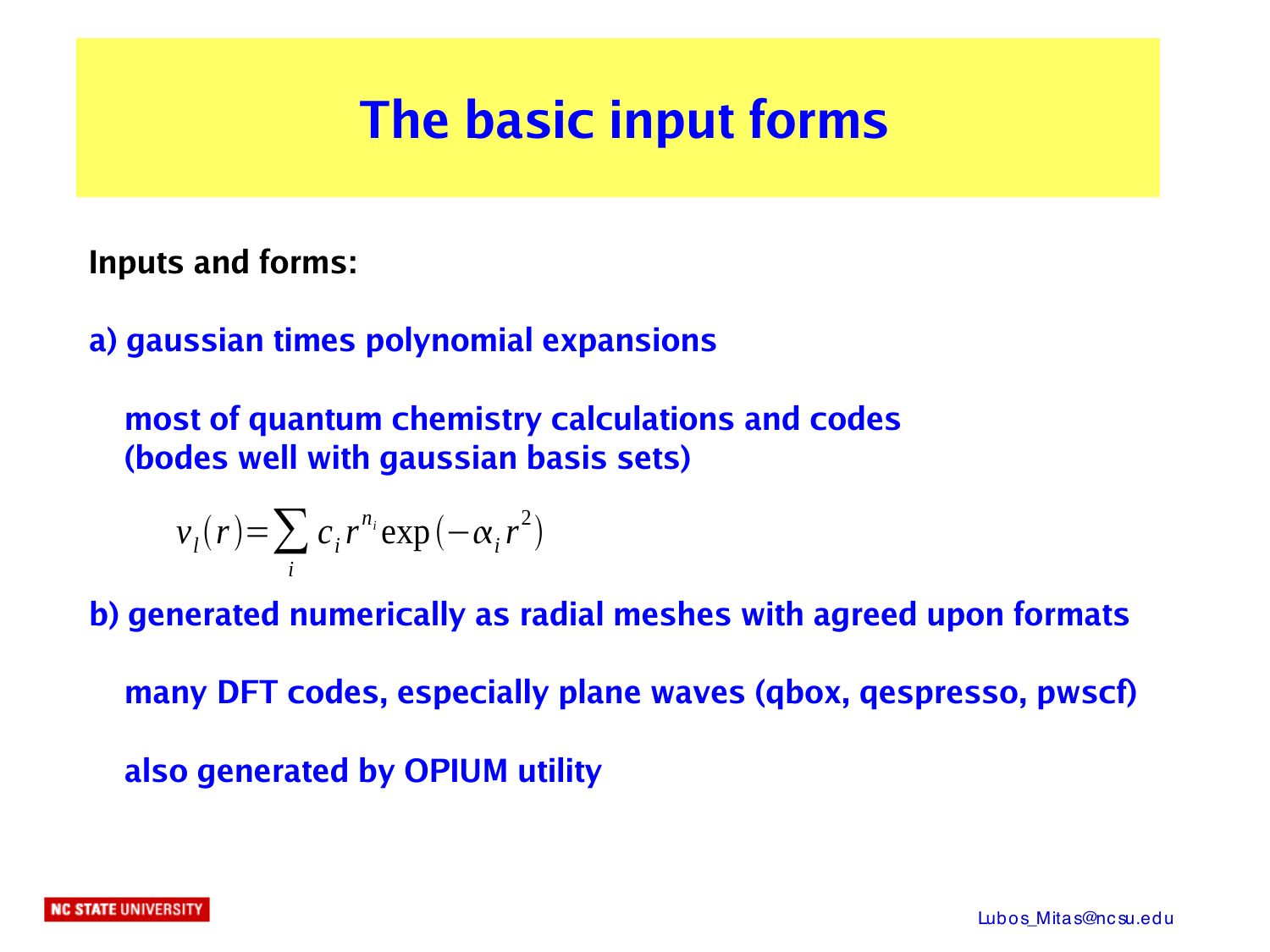# The basic input forms

**Inputs and forms:**

**a) gaussian times polynomial expansions**

**most of quantum chemistry calculations and codes (bodes well with gaussian basis sets)**

$$v_l(r) = \sum_i c_i r^{n_i} \exp(-\alpha_i r^2)$$

**b) generated numerically as radial meshes with agreed upon formats**

**many DFT codes, especially plane waves (qbox, qespresso, pwscf)**

**also generated by OPIUM utility**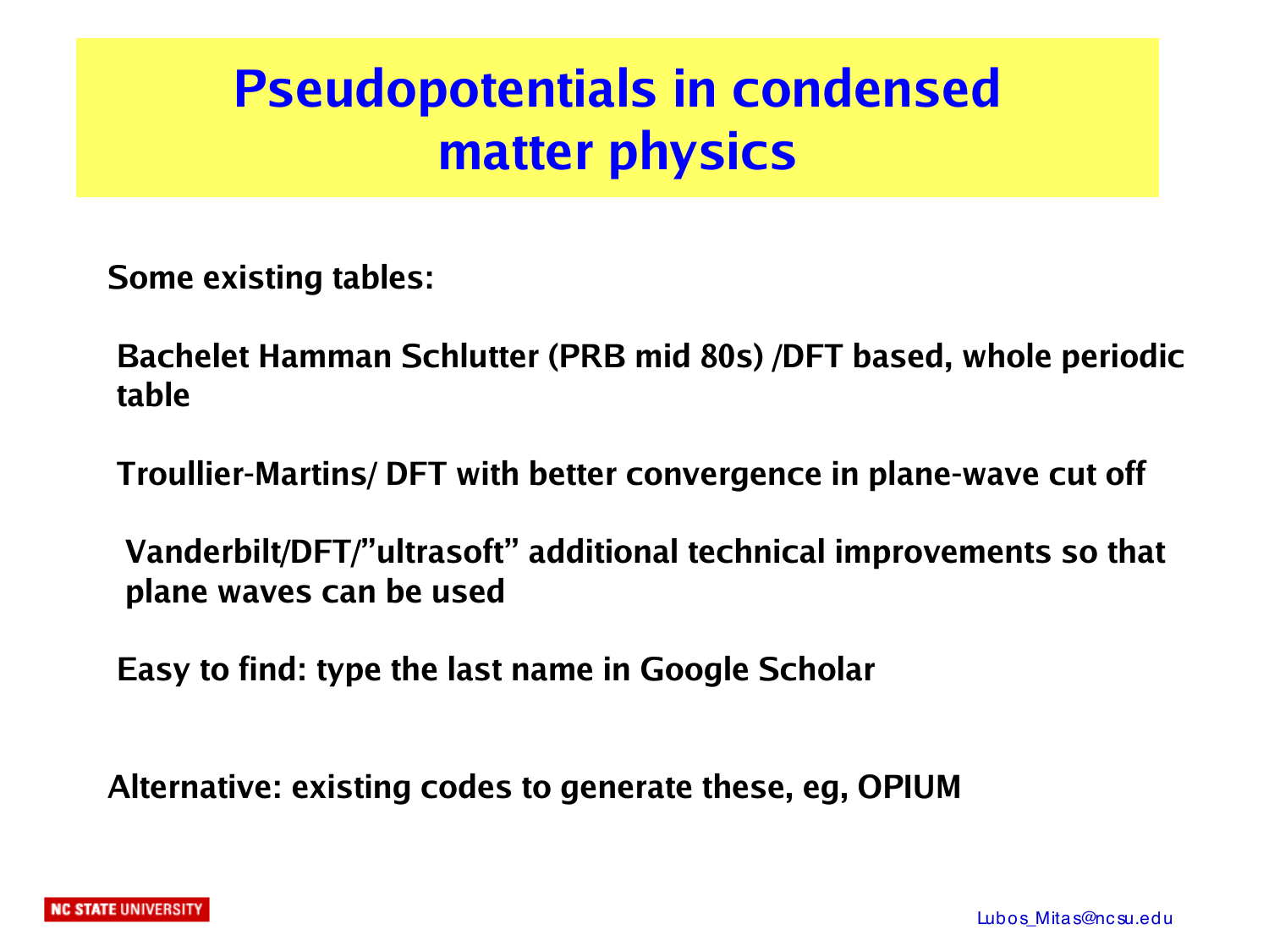# Pseudopotentials in condensed matter physics

**Some existing tables:**

**Bachelet Hamman Schlutter (PRB mid 80s) /DFT based, whole periodic table**

**Troullier-Martins/ DFT with better convergence in plane-wave cut off**

**Vanderbilt/DFT/"ultrasoft" additional technical improvements so that plane waves can be used**

**Easy to find: type the last name in Google Scholar**

**Alternative: existing codes to generate these, eg, OPIUM**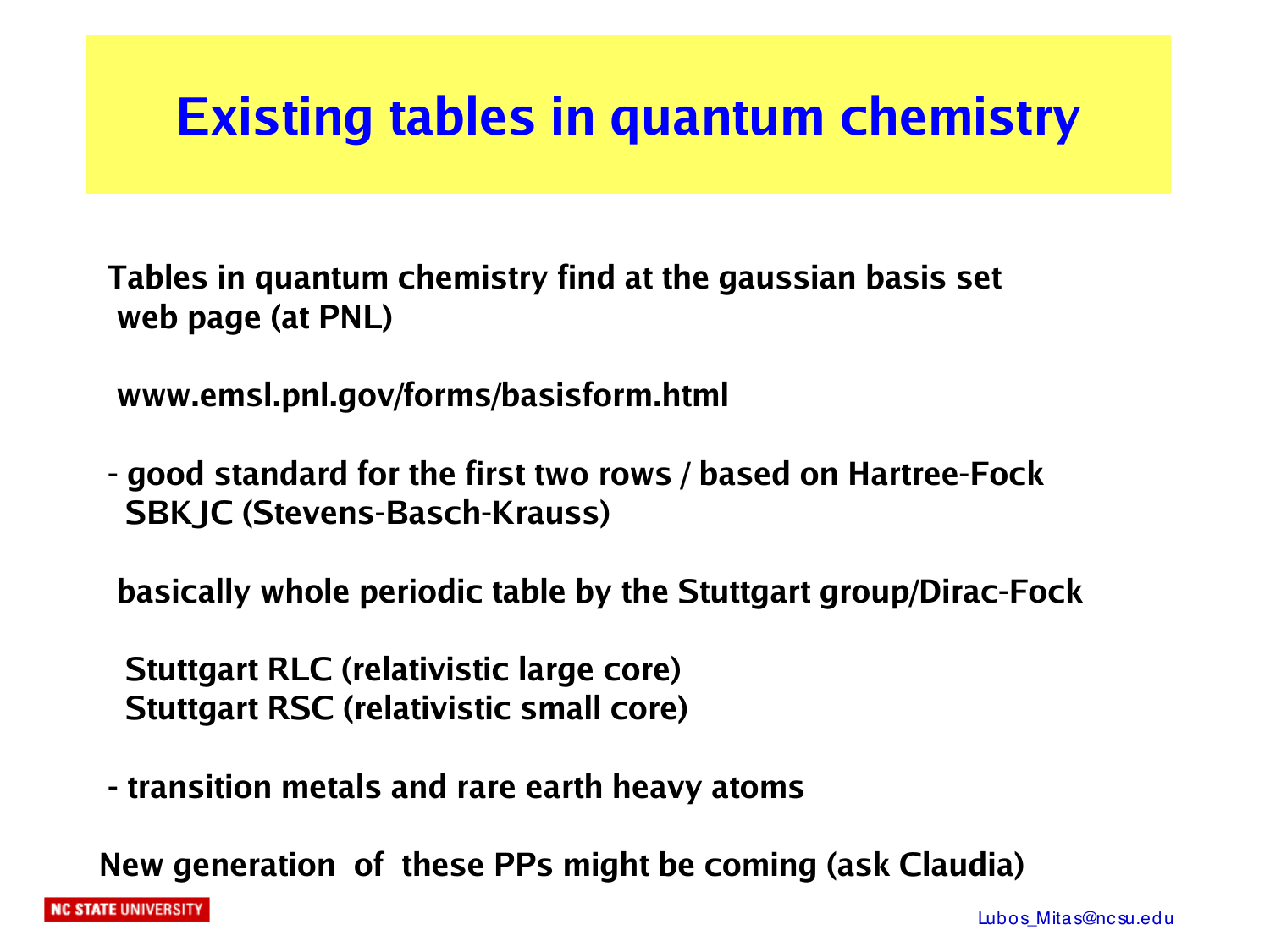# Existing tables in quantum chemistry

Tables in quantum chemistry find at the gaussian basis set web page (at PNL)

www.emsl.pnl.gov/forms/basisform.html

- good standard for the first two rows / based on Hartree-Fock SBKJC (Stevens-Basch-Krauss)

basically whole periodic table by the Stuttgart group/Dirac-Fock

Stuttgart RLC (relativistic large core)
Stuttgart RSC (relativistic small core)

- transition metals and rare earth heavy atoms

New generation of these PPs might be coming (ask Claudia)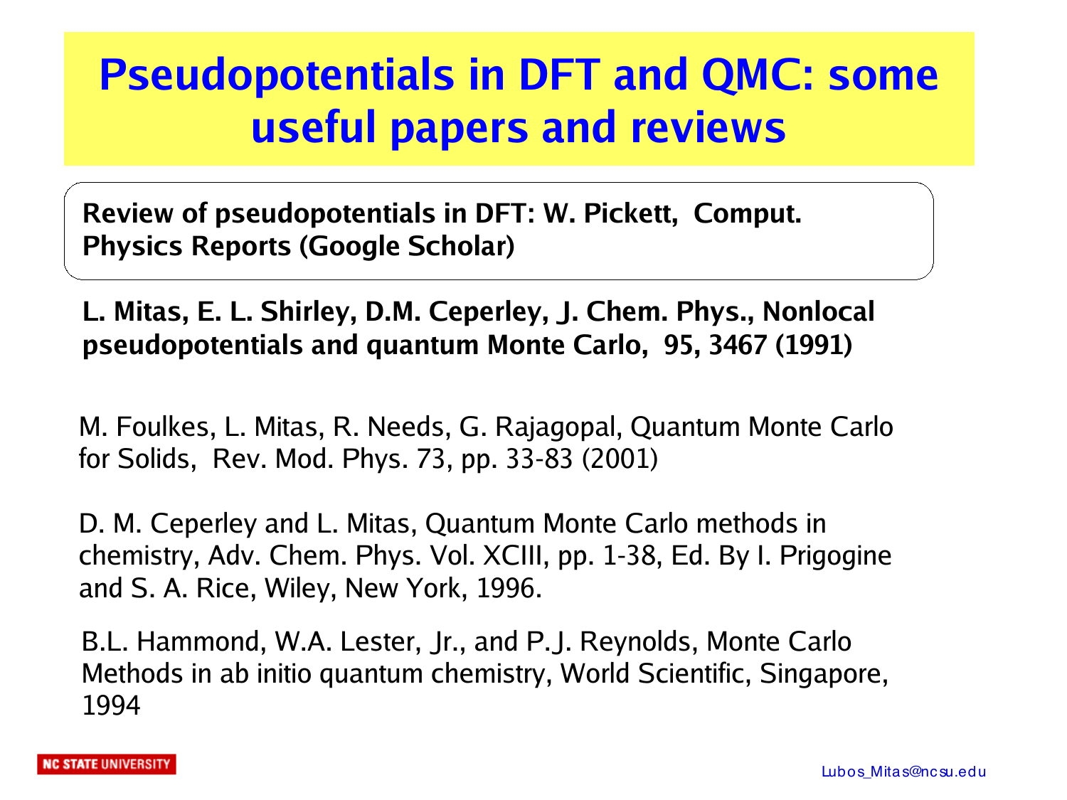# Pseudopotentials in DFT and QMC: some useful papers and reviews

**Review of pseudopotentials in DFT: W. Pickett, Comput. Physics Reports (Google Scholar)**

**L. Mitas, E. L. Shirley, D.M. Ceperley, J. Chem. Phys., Nonlocal pseudopotentials and quantum Monte Carlo, 95, 3467 (1991)**

M. Foulkes, L. Mitas, R. Needs, G. Rajagopal, Quantum Monte Carlo for Solids, Rev. Mod. Phys. 73, pp. 33-83 (2001)

D. M. Ceperley and L. Mitas, Quantum Monte Carlo methods in chemistry, Adv. Chem. Phys. Vol. XCIII, pp. 1-38, Ed. By I. Prigogine and S. A. Rice, Wiley, New York, 1996.

B.L. Hammond, W.A. Lester, Jr., and P.J. Reynolds, Monte Carlo Methods in ab initio quantum chemistry, World Scientific, Singapore, 1994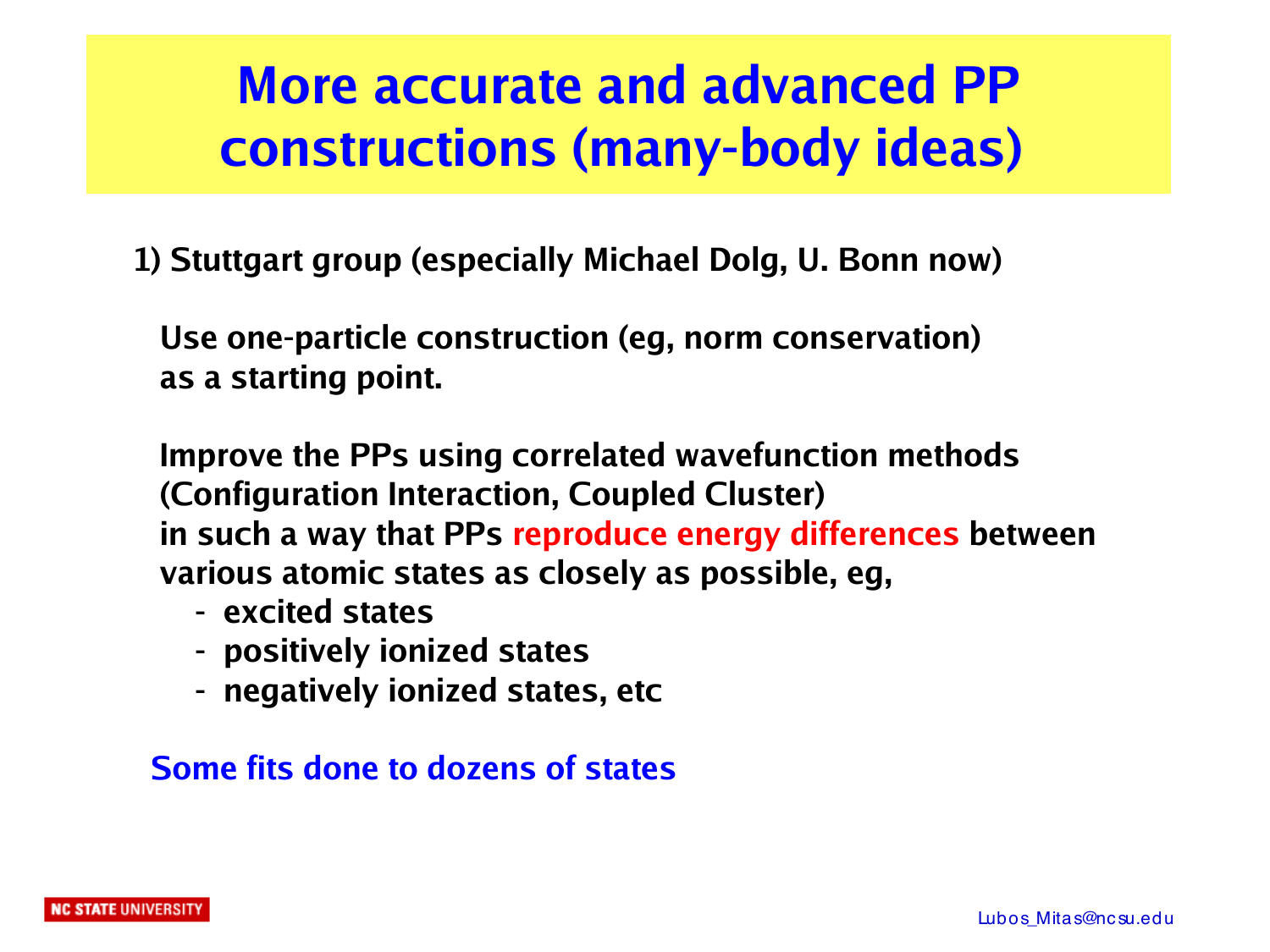# More accurate and advanced PP constructions (many-body ideas)

**1) Stuttgart group (especially Michael Dolg, U. Bonn now)**

**Use one-particle construction (eg, norm conservation) as a starting point.**

**Improve the PPs using correlated wavefunction methods (Configuration Interaction, Coupled Cluster) in such a way that PPs reproduce energy differences between various atomic states as closely as possible, eg,**

- **excited states**
- **positively ionized states**
- **negatively ionized states, etc**

**Some fits done to dozens of states**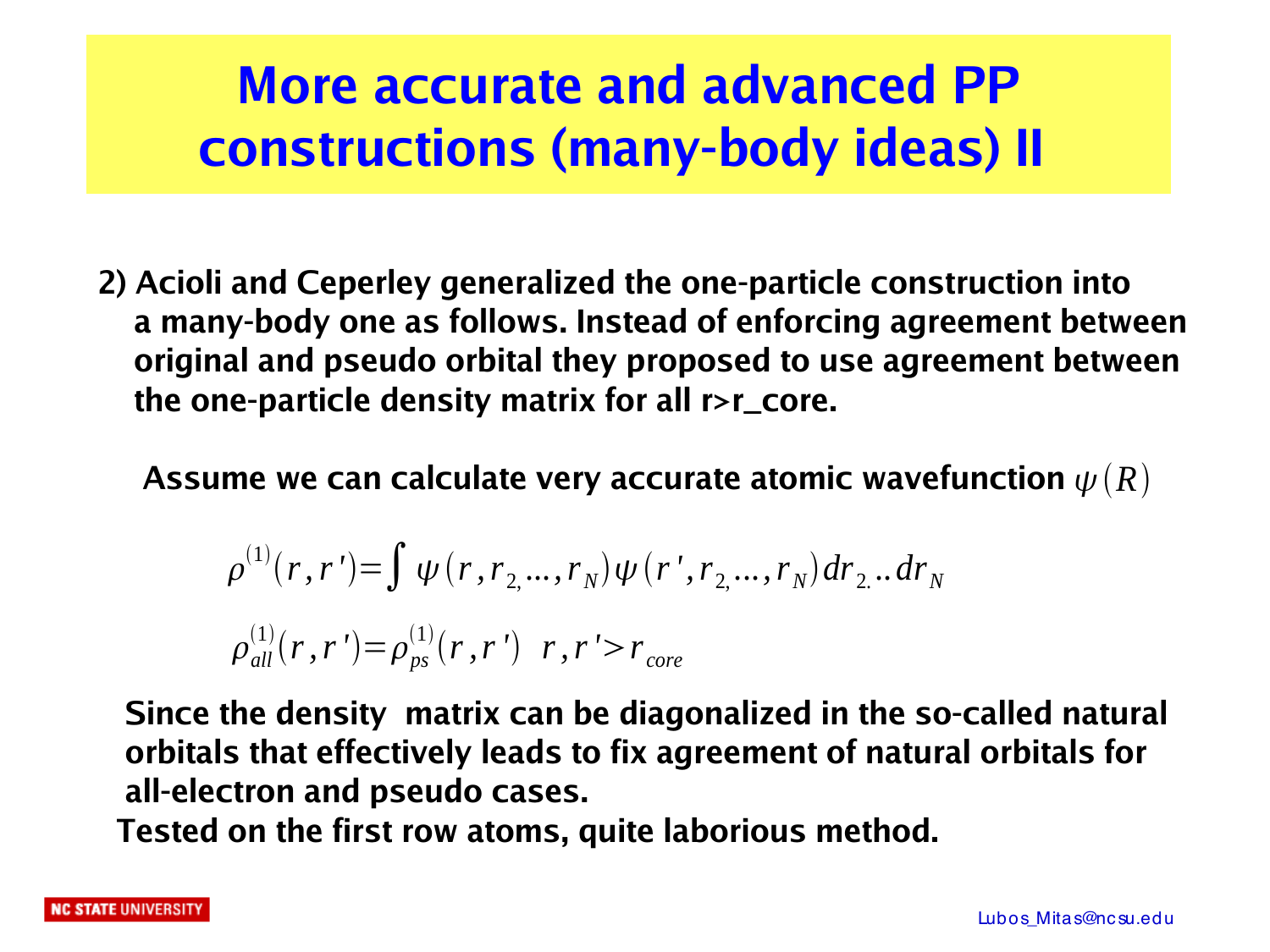# More accurate and advanced PP constructions (many-body ideas) II

2) Acioli and Ceperley generalized the one-particle construction into a many-body one as follows. Instead of enforcing agreement between original and pseudo orbital they proposed to use agreement between the one-particle density matrix for all r>r_core.

Assume we can calculate very accurate atomic wavefunction $\psi(R)$

$$\rho^{(1)}(r,r')=\int \psi(r,r_{2,}...,r_N)\psi(r',r_{2,}...,r_N)dr_{2.}..dr_N$$

$$\rho^{(1)}_{all}(r,r')=\rho^{(1)}_{ps}(r,r') \quad r,r'>r_{core}$$

Since the density matrix can be diagonalized in the so-called natural orbitals that effectively leads to fix agreement of natural orbitals for all-electron and pseudo cases.

Tested on the first row atoms, quite laborious method.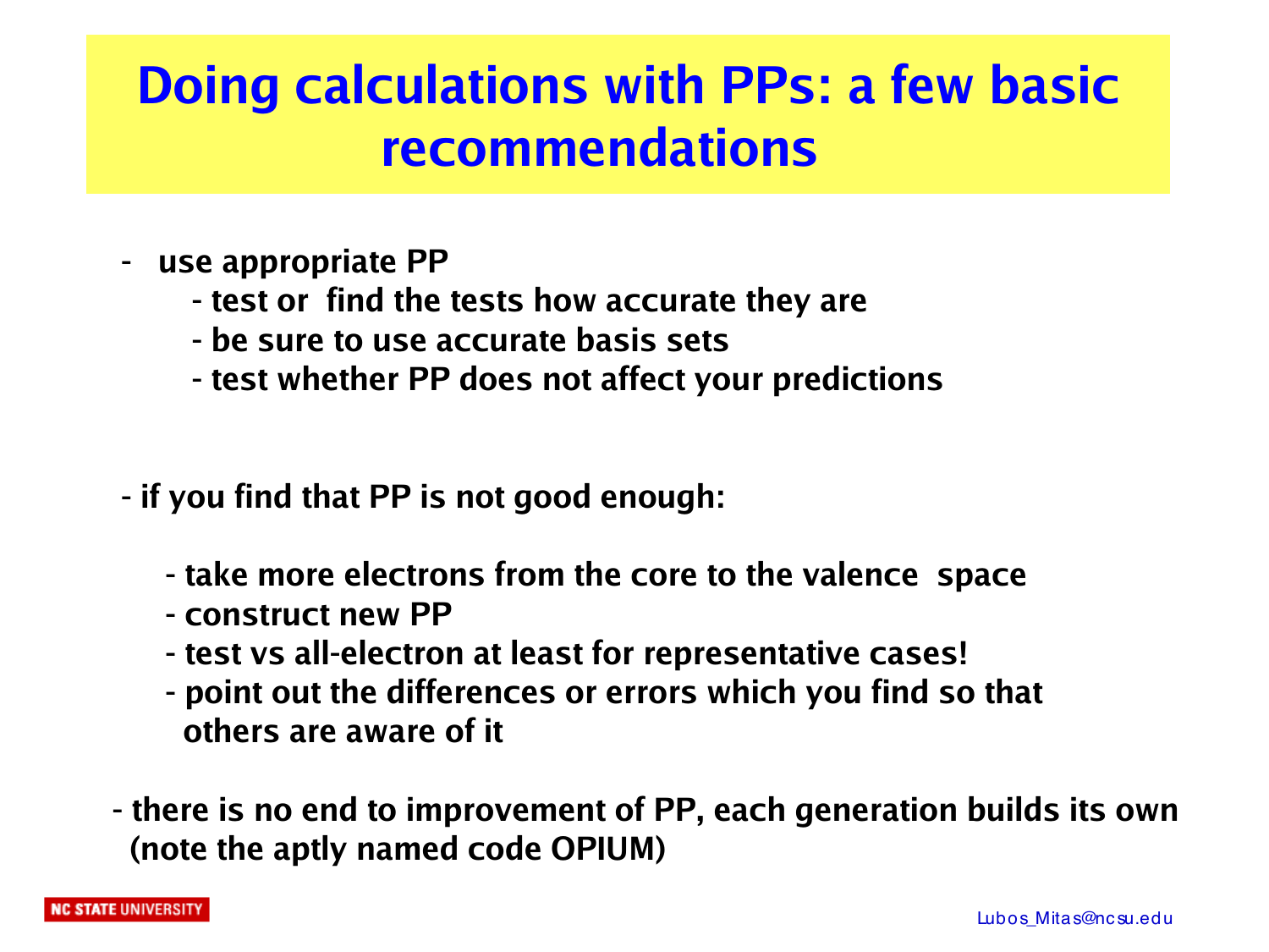# Doing calculations with PPs: a few basic recommendations

- use appropriate PP
  - test or find the tests how accurate they are
  - be sure to use accurate basis sets
  - test whether PP does not affect your predictions

- if you find that PP is not good enough:
  - take more electrons from the core to the valence space
  - construct new PP
  - test vs all-electron at least for representative cases!
  - point out the differences or errors which you find so that others are aware of it

- there is no end to improvement of PP, each generation builds its own (note the aptly named code OPIUM)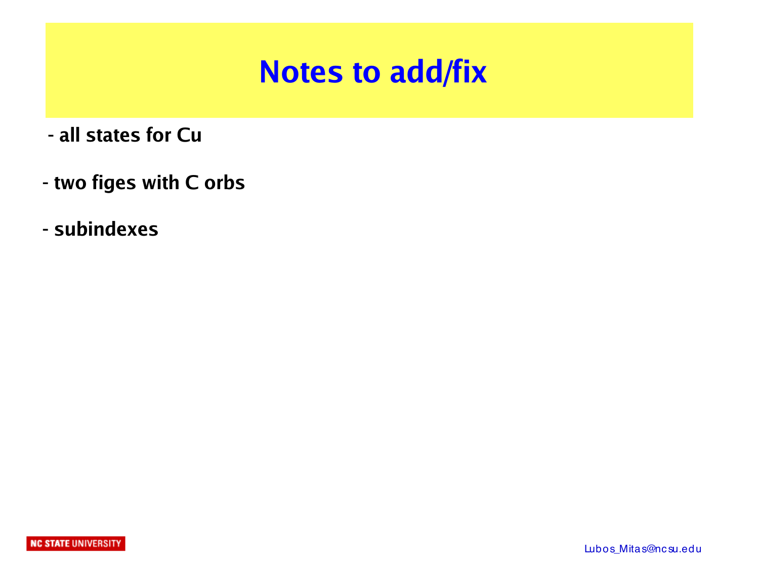# Notes to add/fix

- all states for Cu

- two figes with C orbs

- subindexes